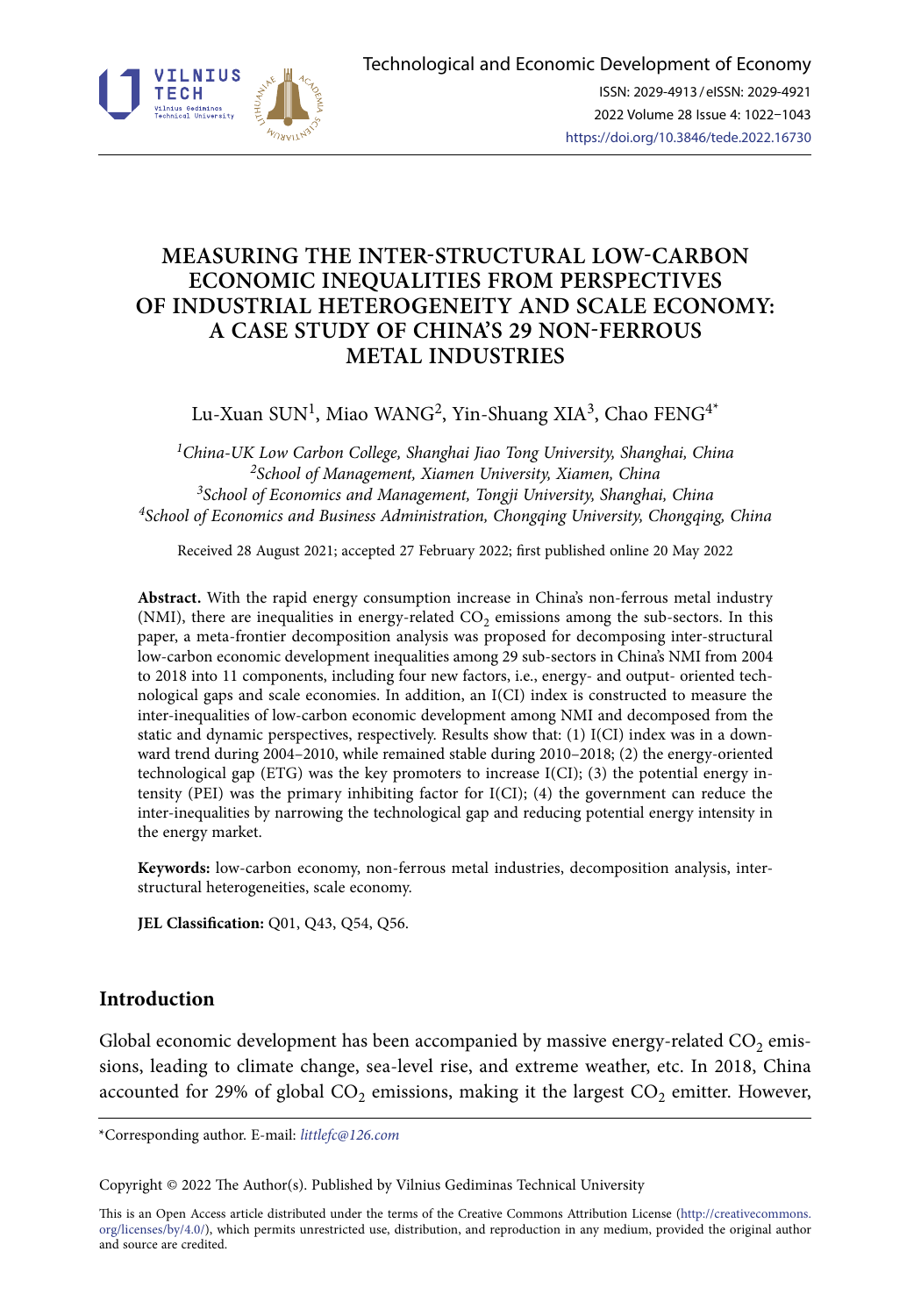# MEASURING THE INTER-STRUCTURAL LOW-CARBON ECONOMIC INEQUALITIES FROM PERSPECTIVES OF INDUSTRIAL HETEROGENEITY AND SCALE ECONOMY: A CASE STUDY OF CHINA'S 29 NON-FERROUS METAL INDUSTRIES

Lu-Xuan SUN[1], Miao WANG[2], Yin-Shuang XIA[3], Chao FENG[4*]

[1]*China-UK Low Carbon College, Shanghai Jiao Tong University, Shanghai, China*
[2]*School of Management, Xiamen University, Xiamen, China*
[3]*School of Economics and Management, Tongji University, Shanghai, China*
[4]*School of Economics and Business Administration, Chongqing University, Chongqing, China*

Received 28 August 2021; accepted 27 February 2022; first published online 20 May 2022

**Abstract.** With the rapid energy consumption increase in China's non-ferrous metal industry (NMI), there are inequalities in energy-related $CO_2$ emissions among the sub-sectors. In this paper, a meta-frontier decomposition analysis was proposed for decomposing inter-structural low-carbon economic development inequalities among 29 sub-sectors in China's NMI from 2004 to 2018 into 11 components, including four new factors, i.e., energy- and output- oriented technological gaps and scale economies. In addition, an I(CI) index is constructed to measure the inter-inequalities of low-carbon economic development among NMI and decomposed from the static and dynamic perspectives, respectively. Results show that: (1) I(CI) index was in a downward trend during 2004–2010, while remained stable during 2010–2018; (2) the energy-oriented technological gap (ETG) was the key promoters to increase I(CI); (3) the potential energy intensity (PEI) was the primary inhibiting factor for I(CI); (4) the government can reduce the inter-inequalities by narrowing the technological gap and reducing potential energy intensity in the energy market.

**Keywords:** low-carbon economy, non-ferrous metal industries, decomposition analysis, inter-structural heterogeneities, scale economy.

**JEL Classification:** Q01, Q43, Q54, Q56.

## Introduction

Global economic development has been accompanied by massive energy-related $CO_2$ emissions, leading to climate change, sea-level rise, and extreme weather, etc. In 2018, China accounted for 29% of global $CO_2$ emissions, making it the largest $CO_2$ emitter. However,

*Corresponding author. E-mail: *littlefc@126.com*

Copyright © 2022 The Author(s). Published by Vilnius Gediminas Technical University

This is an Open Access article distributed under the terms of the Creative Commons Attribution License (http://creativecommons.org/licenses/by/4.0/), which permits unrestricted use, distribution, and reproduction in any medium, provided the original author and source are credited.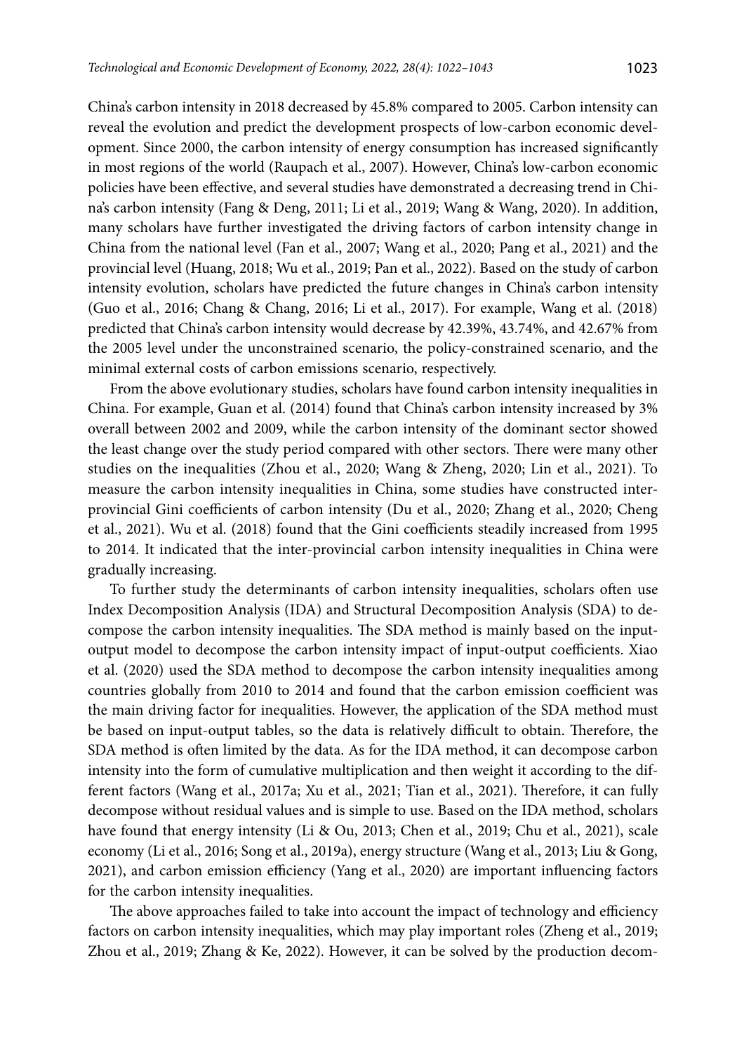China's carbon intensity in 2018 decreased by 45.8% compared to 2005. Carbon intensity can reveal the evolution and predict the development prospects of low-carbon economic development. Since 2000, the carbon intensity of energy consumption has increased significantly in most regions of the world (Raupach et al., 2007). However, China's low-carbon economic policies have been effective, and several studies have demonstrated a decreasing trend in China's carbon intensity (Fang & Deng, 2011; Li et al., 2019; Wang & Wang, 2020). In addition, many scholars have further investigated the driving factors of carbon intensity change in China from the national level (Fan et al., 2007; Wang et al., 2020; Pang et al., 2021) and the provincial level (Huang, 2018; Wu et al., 2019; Pan et al., 2022). Based on the study of carbon intensity evolution, scholars have predicted the future changes in China's carbon intensity (Guo et al., 2016; Chang & Chang, 2016; Li et al., 2017). For example, Wang et al. (2018) predicted that China's carbon intensity would decrease by 42.39%, 43.74%, and 42.67% from the 2005 level under the unconstrained scenario, the policy-constrained scenario, and the minimal external costs of carbon emissions scenario, respectively.

From the above evolutionary studies, scholars have found carbon intensity inequalities in China. For example, Guan et al. (2014) found that China's carbon intensity increased by 3% overall between 2002 and 2009, while the carbon intensity of the dominant sector showed the least change over the study period compared with other sectors. There were many other studies on the inequalities (Zhou et al., 2020; Wang & Zheng, 2020; Lin et al., 2021). To measure the carbon intensity inequalities in China, some studies have constructed inter-provincial Gini coefficients of carbon intensity (Du et al., 2020; Zhang et al., 2020; Cheng et al., 2021). Wu et al. (2018) found that the Gini coefficients steadily increased from 1995 to 2014. It indicated that the inter-provincial carbon intensity inequalities in China were gradually increasing.

To further study the determinants of carbon intensity inequalities, scholars often use Index Decomposition Analysis (IDA) and Structural Decomposition Analysis (SDA) to decompose the carbon intensity inequalities. The SDA method is mainly based on the input-output model to decompose the carbon intensity impact of input-output coefficients. Xiao et al. (2020) used the SDA method to decompose the carbon intensity inequalities among countries globally from 2010 to 2014 and found that the carbon emission coefficient was the main driving factor for inequalities. However, the application of the SDA method must be based on input-output tables, so the data is relatively difficult to obtain. Therefore, the SDA method is often limited by the data. As for the IDA method, it can decompose carbon intensity into the form of cumulative multiplication and then weight it according to the different factors (Wang et al., 2017a; Xu et al., 2021; Tian et al., 2021). Therefore, it can fully decompose without residual values and is simple to use. Based on the IDA method, scholars have found that energy intensity (Li & Ou, 2013; Chen et al., 2019; Chu et al., 2021), scale economy (Li et al., 2016; Song et al., 2019a), energy structure (Wang et al., 2013; Liu & Gong, 2021), and carbon emission efficiency (Yang et al., 2020) are important influencing factors for the carbon intensity inequalities.

The above approaches failed to take into account the impact of technology and efficiency factors on carbon intensity inequalities, which may play important roles (Zheng et al., 2019; Zhou et al., 2019; Zhang & Ke, 2022). However, it can be solved by the production decom-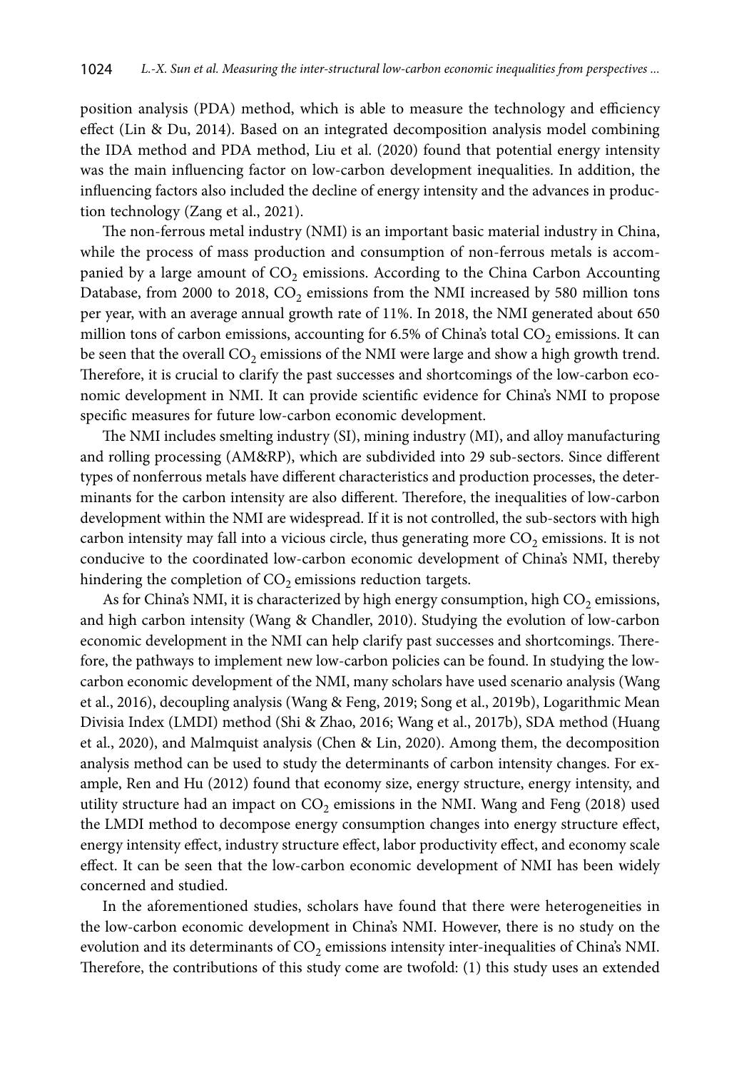position analysis (PDA) method, which is able to measure the technology and efficiency effect (Lin & Du, 2014). Based on an integrated decomposition analysis model combining the IDA method and PDA method, Liu et al. (2020) found that potential energy intensity was the main influencing factor on low-carbon development inequalities. In addition, the influencing factors also included the decline of energy intensity and the advances in production technology (Zang et al., 2021).

The non-ferrous metal industry (NMI) is an important basic material industry in China, while the process of mass production and consumption of non-ferrous metals is accompanied by a large amount of $CO_2$ emissions. According to the China Carbon Accounting Database, from 2000 to 2018, $CO_2$ emissions from the NMI increased by 580 million tons per year, with an average annual growth rate of 11%. In 2018, the NMI generated about 650 million tons of carbon emissions, accounting for 6.5% of China's total $CO_2$ emissions. It can be seen that the overall $CO_2$ emissions of the NMI were large and show a high growth trend. Therefore, it is crucial to clarify the past successes and shortcomings of the low-carbon economic development in NMI. It can provide scientific evidence for China's NMI to propose specific measures for future low-carbon economic development.

The NMI includes smelting industry (SI), mining industry (MI), and alloy manufacturing and rolling processing (AM&RP), which are subdivided into 29 sub-sectors. Since different types of nonferrous metals have different characteristics and production processes, the determinants for the carbon intensity are also different. Therefore, the inequalities of low-carbon development within the NMI are widespread. If it is not controlled, the sub-sectors with high carbon intensity may fall into a vicious circle, thus generating more $CO_2$ emissions. It is not conducive to the coordinated low-carbon economic development of China's NMI, thereby hindering the completion of $CO_2$ emissions reduction targets.

As for China's NMI, it is characterized by high energy consumption, high $CO_2$ emissions, and high carbon intensity (Wang & Chandler, 2010). Studying the evolution of low-carbon economic development in the NMI can help clarify past successes and shortcomings. Therefore, the pathways to implement new low-carbon policies can be found. In studying the low-carbon economic development of the NMI, many scholars have used scenario analysis (Wang et al., 2016), decoupling analysis (Wang & Feng, 2019; Song et al., 2019b), Logarithmic Mean Divisia Index (LMDI) method (Shi & Zhao, 2016; Wang et al., 2017b), SDA method (Huang et al., 2020), and Malmquist analysis (Chen & Lin, 2020). Among them, the decomposition analysis method can be used to study the determinants of carbon intensity changes. For example, Ren and Hu (2012) found that economy size, energy structure, energy intensity, and utility structure had an impact on $CO_2$ emissions in the NMI. Wang and Feng (2018) used the LMDI method to decompose energy consumption changes into energy structure effect, energy intensity effect, industry structure effect, labor productivity effect, and economy scale effect. It can be seen that the low-carbon economic development of NMI has been widely concerned and studied.

In the aforementioned studies, scholars have found that there were heterogeneities in the low-carbon economic development in China's NMI. However, there is no study on the evolution and its determinants of $CO_2$ emissions intensity inter-inequalities of China's NMI. Therefore, the contributions of this study come are twofold: (1) this study uses an extended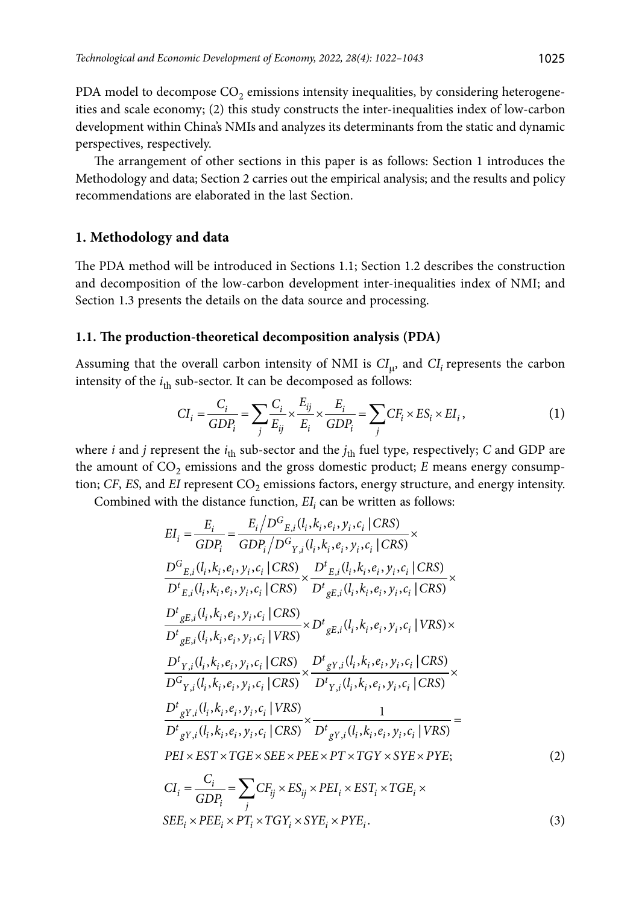PDA model to decompose $CO_2$ emissions intensity inequalities, by considering heterogeneities and scale economy; (2) this study constructs the inter-inequalities index of low-carbon development within China's NMIs and analyzes its determinants from the static and dynamic perspectives, respectively.

The arrangement of other sections in this paper is as follows: Section 1 introduces the Methodology and data; Section 2 carries out the empirical analysis; and the results and policy recommendations are elaborated in the last Section.

## 1. Methodology and data

The PDA method will be introduced in Sections 1.1; Section 1.2 describes the construction and decomposition of the low-carbon development inter-inequalities index of NMI; and Section 1.3 presents the details on the data source and processing.

### 1.1. The production-theoretical decomposition analysis (PDA)

Assuming that the overall carbon intensity of NMI is $CI_{\mu}$, and $CI_i$ represents the carbon intensity of the $i_{th}$ sub-sector. It can be decomposed as follows:

$$CI_i = \frac{C_i}{GDP_i} = \sum_j \frac{C_i}{E_{ij}} \times \frac{E_{ij}}{E_i} \times \frac{E_i}{GDP_i} = \sum_j CF_i \times ES_i \times EI_i, \tag{1}$$

where $i$ and $j$ represent the $i_{th}$ sub-sector and the $j_{th}$ fuel type, respectively; $C$ and GDP are the amount of $CO_2$ emissions and the gross domestic product; $E$ means energy consumption; $CF$, $ES$, and $EI$ represent $CO_2$ emissions factors, energy structure, and energy intensity.

Combined with the distance function, $EI_i$ can be written as follows:

$$\begin{aligned}
EI_i = \frac{E_i}{GDP_i} &= \frac{E_i / D^G{}_{E,i}(l_i,k_i,e_i,y_i,c_i \mid CRS)}{GDP_i / D^G{}_{Y,i}(l_i,k_i,e_i,y_i,c_i \mid CRS)} \times \\
&\frac{D^G{}_{E,i}(l_i,k_i,e_i,y_i,c_i \mid CRS)}{D^t{}_{E,i}(l_i,k_i,e_i,y_i,c_i \mid CRS)} \times \frac{D^t{}_{E,i}(l_i,k_i,e_i,y_i,c_i \mid CRS)}{D^t{}_{gE,i}(l_i,k_i,e_i,y_i,c_i \mid CRS)} \times \\
&\frac{D^t{}_{gE,i}(l_i,k_i,e_i,y_i,c_i \mid CRS)}{D^t{}_{gE,i}(l_i,k_i,e_i,y_i,c_i \mid VRS)} \times D^t{}_{gE,i}(l_i,k_i,e_i,y_i,c_i \mid VRS) \times \\
&\frac{D^t{}_{Y,i}(l_i,k_i,e_i,y_i,c_i \mid CRS)}{D^G{}_{Y,i}(l_i,k_i,e_i,y_i,c_i \mid CRS)} \times \frac{D^t{}_{gY,i}(l_i,k_i,e_i,y_i,c_i \mid CRS)}{D^t{}_{Y,i}(l_i,k_i,e_i,y_i,c_i \mid CRS)} \times \\
&\frac{D^t{}_{gY,i}(l_i,k_i,e_i,y_i,c_i \mid VRS)}{D^t{}_{gY,i}(l_i,k_i,e_i,y_i,c_i \mid CRS)} \times \frac{1}{D^t{}_{gY,i}(l_i,k_i,e_i,y_i,c_i \mid VRS)} = \\
&PEI \times EST \times TGE \times SEE \times PEE \times PT \times TGY \times SYE \times PYE;
\end{aligned} \tag{2}$$

$$\begin{aligned}
CI_i = \frac{C_i}{GDP_i} &= \sum_j CF_{ij} \times ES_{ij} \times PEI_i \times EST_i \times TGE_i \times \\
&SEE_i \times PEE_i \times PT_i \times TGY_i \times SYE_i \times PYE_i.
\end{aligned} \tag{3}$$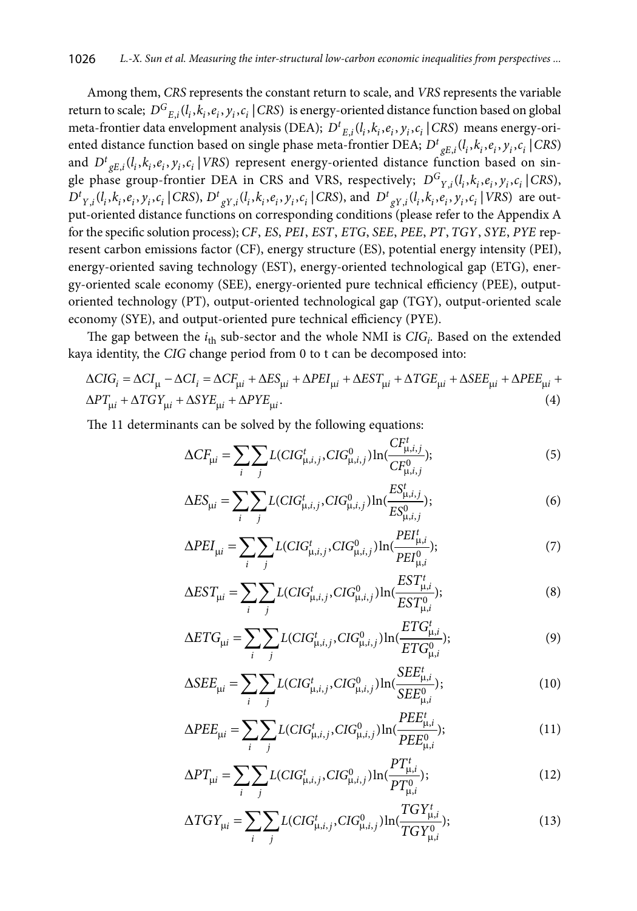Among them, *CRS* represents the constant return to scale, and *VRS* represents the variable return to scale; $D^{G}{}_{E,i}(l_i, k_i, e_i, y_i, c_i \,|\, CRS)$ is energy-oriented distance function based on global meta-frontier data envelopment analysis (DEA); $D^{t}{}_{E,i}(l_i, k_i, e_i, y_i, c_i \,|\, CRS)$ means energy-oriented distance function based on single phase meta-frontier DEA; $D^{t}{}_{gE,i}(l_i, k_i, e_i, y_i, c_i \,|\, CRS)$ and $D^{t}{}_{gE,i}(l_i, k_i, e_i, y_i, c_i \,|\, VRS)$ represent energy-oriented distance function based on single phase group-frontier DEA in CRS and VRS, respectively; $D^{G}{}_{Y,i}(l_i, k_i, e_i, y_i, c_i \,|\, CRS)$, $D^{t}{}_{Y,i}(l_i, k_i, e_i, y_i, c_i \,|\, CRS)$, $D^{t}{}_{gY,i}(l_i, k_i, e_i, y_i, c_i \,|\, CRS)$, and $D^{t}{}_{gY,i}(l_i, k_i, e_i, y_i, c_i \,|\, VRS)$ are output-oriented distance functions on corresponding conditions (please refer to the Appendix A for the specific solution process); *CF*, *ES*, *PEI*, *EST*, *ETG*, *SEE*, *PEE*, *PT*, *TGY*, *SYE*, *PYE* represent carbon emissions factor (CF), energy structure (ES), potential energy intensity (PEI), energy-oriented saving technology (EST), energy-oriented technological gap (ETG), energy-oriented scale economy (SEE), energy-oriented pure technical efficiency (PEE), output-oriented technology (PT), output-oriented technological gap (TGY), output-oriented scale economy (SYE), and output-oriented pure technical efficiency (PYE).

The gap between the $i_{\text{th}}$ sub-sector and the whole NMI is $CIG_i$. Based on the extended kaya identity, the *CIG* change period from 0 to t can be decomposed into:

$$\Delta CIG_i = \Delta CI_{\mu} - \Delta CI_i = \Delta CF_{\mu i} + \Delta ES_{\mu i} + \Delta PEI_{\mu i} + \Delta EST_{\mu i} + \Delta TGE_{\mu i} + \Delta SEE_{\mu i} + \Delta PEE_{\mu i} + \Delta PT_{\mu i} + \Delta TGY_{\mu i} + \Delta SYE_{\mu i} + \Delta PYE_{\mu i}. \tag{4}$$

The 11 determinants can be solved by the following equations:

$$\Delta CF_{\mu i} = \sum_i \sum_j L(CIG^t_{\mu,i,j}, CIG^0_{\mu,i,j}) \ln\left(\frac{CF^t_{\mu,i,j}}{CF^0_{\mu,i,j}}\right); \tag{5}$$

$$\Delta ES_{\mu i} = \sum_i \sum_j L(CIG^t_{\mu,i,j}, CIG^0_{\mu,i,j}) \ln\left(\frac{ES^t_{\mu,i,j}}{ES^0_{\mu,i,j}}\right); \tag{6}$$

$$\Delta PEI_{\mu i} = \sum_i \sum_j L(CIG^t_{\mu,i,j}, CIG^0_{\mu,i,j}) \ln\left(\frac{PEI^t_{\mu,i}}{PEI^0_{\mu,i}}\right); \tag{7}$$

$$\Delta EST_{\mu i} = \sum_i \sum_j L(CIG^t_{\mu,i,j}, CIG^0_{\mu,i,j}) \ln\left(\frac{EST^t_{\mu,i}}{EST^0_{\mu,i}}\right); \tag{8}$$

$$\Delta ETG_{\mu i} = \sum_i \sum_j L(CIG^t_{\mu,i,j}, CIG^0_{\mu,i,j}) \ln\left(\frac{ETG^t_{\mu,i}}{ETG^0_{\mu,i}}\right); \tag{9}$$

$$\Delta SEE_{\mu i} = \sum_i \sum_j L(CIG^t_{\mu,i,j}, CIG^0_{\mu,i,j}) \ln\left(\frac{SEE^t_{\mu,i}}{SEE^0_{\mu,i}}\right); \tag{10}$$

$$\Delta PEE_{\mu i} = \sum_i \sum_j L(CIG^t_{\mu,i,j}, CIG^0_{\mu,i,j}) \ln\left(\frac{PEE^t_{\mu,i}}{PEE^0_{\mu,i}}\right); \tag{11}$$

$$\Delta PT_{\mu i} = \sum_i \sum_j L(CIG^t_{\mu,i,j}, CIG^0_{\mu,i,j}) \ln\left(\frac{PT^t_{\mu,i}}{PT^0_{\mu,i}}\right); \tag{12}$$

$$\Delta TGY_{\mu i} = \sum_i \sum_j L(CIG^t_{\mu,i,j}, CIG^0_{\mu,i,j}) \ln\left(\frac{TGY^t_{\mu,i}}{TGY^0_{\mu,i}}\right); \tag{13}$$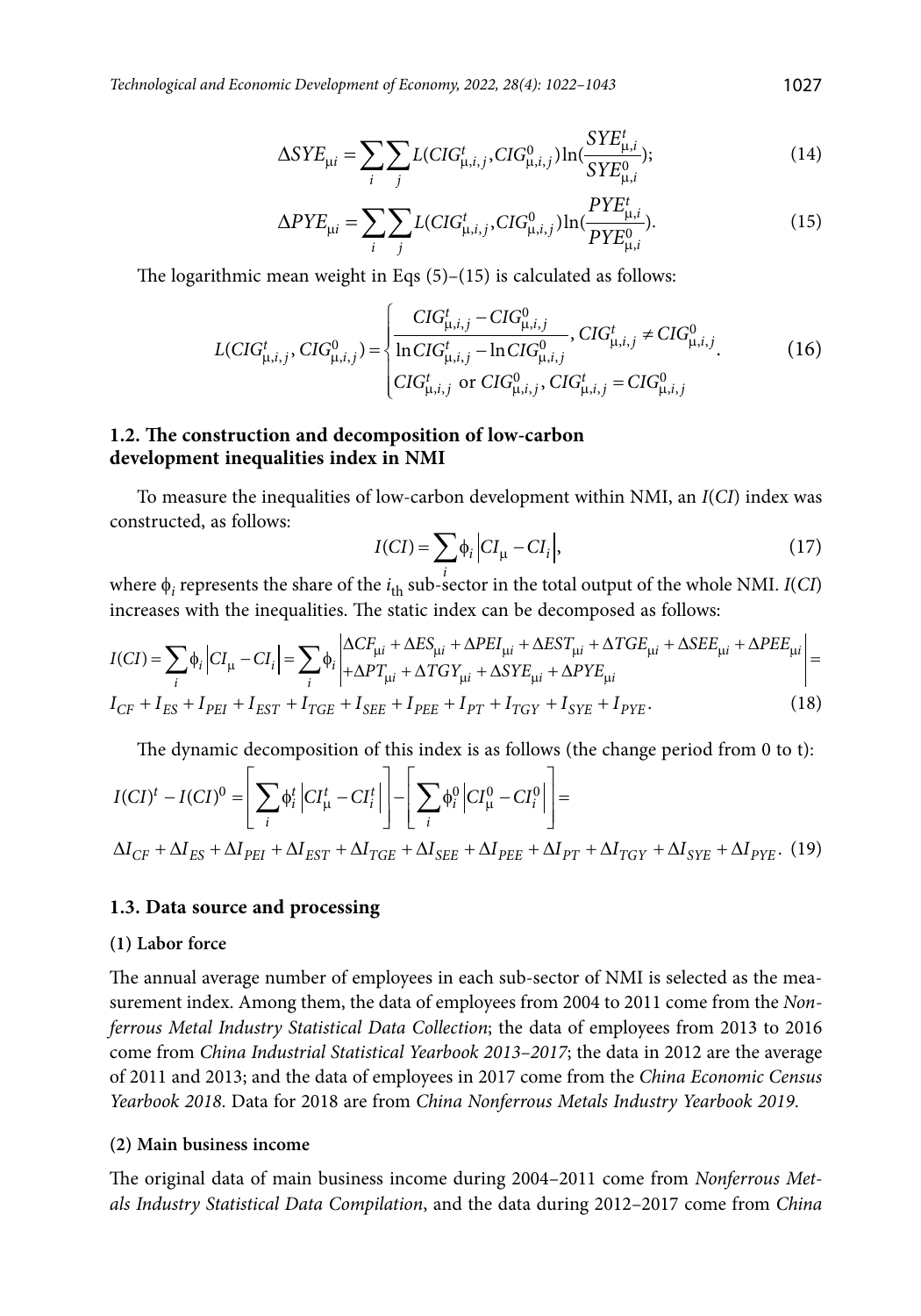$$\Delta SYE_{\mu i} = \sum_i \sum_j L(CIG^t_{\mu,i,j}, CIG^0_{\mu,i,j}) \ln(\frac{SYE^t_{\mu,i}}{SYE^0_{\mu,i}}); \tag{14}$$

$$\Delta PYE_{\mu i} = \sum_i \sum_j L(CIG^t_{\mu,i,j}, CIG^0_{\mu,i,j}) \ln(\frac{PYE^t_{\mu,i}}{PYE^0_{\mu,i}}). \tag{15}$$

The logarithmic mean weight in Eqs (5)–(15) is calculated as follows:

$$L(CIG^t_{\mu,i,j}, CIG^0_{\mu,i,j}) = \begin{cases} \dfrac{CIG^t_{\mu,i,j} - CIG^0_{\mu,i,j}}{\ln CIG^t_{\mu,i,j} - \ln CIG^0_{\mu,i,j}}, CIG^t_{\mu,i,j} \neq CIG^0_{\mu,i,j} \\ CIG^t_{\mu,i,j} \text{ or } CIG^0_{\mu,i,j}, CIG^t_{\mu,i,j} = CIG^0_{\mu,i,j} \end{cases}. \tag{16}$$

### 1.2. The construction and decomposition of low-carbon development inequalities index in NMI

To measure the inequalities of low-carbon development within NMI, an $I(CI)$ index was constructed, as follows:

$$I(CI) = \sum_i \phi_i \left| CI_\mu - CI_i \right|, \tag{17}$$

where $\phi_i$ represents the share of the $i_{\text{th}}$ sub-sector in the total output of the whole NMI. $I(CI)$ increases with the inequalities. The static index can be decomposed as follows:

$$I(CI) = \sum_i \phi_i \left| CI_\mu - CI_i \right| = \sum_i \phi_i \left| \begin{matrix} \Delta CF_{\mu i} + \Delta ES_{\mu i} + \Delta PEI_{\mu i} + \Delta EST_{\mu i} + \Delta TGE_{\mu i} + \Delta SEE_{\mu i} + \Delta PEE_{\mu i} \\ + \Delta PT_{\mu i} + \Delta TGY_{\mu i} + \Delta SYE_{\mu i} + \Delta PYE_{\mu i} \end{matrix} \right| =$$

$$I_{CF} + I_{ES} + I_{PEI} + I_{EST} + I_{TGE} + I_{SEE} + I_{PEE} + I_{PT} + I_{TGY} + I_{SYE} + I_{PYE}. \tag{18}$$

The dynamic decomposition of this index is as follows (the change period from 0 to t):

$$I(CI)^t - I(CI)^0 = \left[ \sum_i \phi^t_i \left| CI^t_\mu - CI^t_i \right| \right] - \left[ \sum_i \phi^0_i \left| CI^0_\mu - CI^0_i \right| \right] =$$

$$\Delta I_{CF} + \Delta I_{ES} + \Delta I_{PEI} + \Delta I_{EST} + \Delta I_{TGE} + \Delta I_{SEE} + \Delta I_{PEE} + \Delta I_{PT} + \Delta I_{TGY} + \Delta I_{SYE} + \Delta I_{PYE}. \tag{19}$$

### 1.3. Data source and processing

#### (1) Labor force

The annual average number of employees in each sub-sector of NMI is selected as the measurement index. Among them, the data of employees from 2004 to 2011 come from the *Nonferrous Metal Industry Statistical Data Collection*; the data of employees from 2013 to 2016 come from *China Industrial Statistical Yearbook 2013–2017*; the data in 2012 are the average of 2011 and 2013; and the data of employees in 2017 come from the *China Economic Census Yearbook 2018*. Data for 2018 are from *China Nonferrous Metals Industry Yearbook 2019*.

#### (2) Main business income

The original data of main business income during 2004–2011 come from *Nonferrous Metals Industry Statistical Data Compilation*, and the data during 2012–2017 come from *China*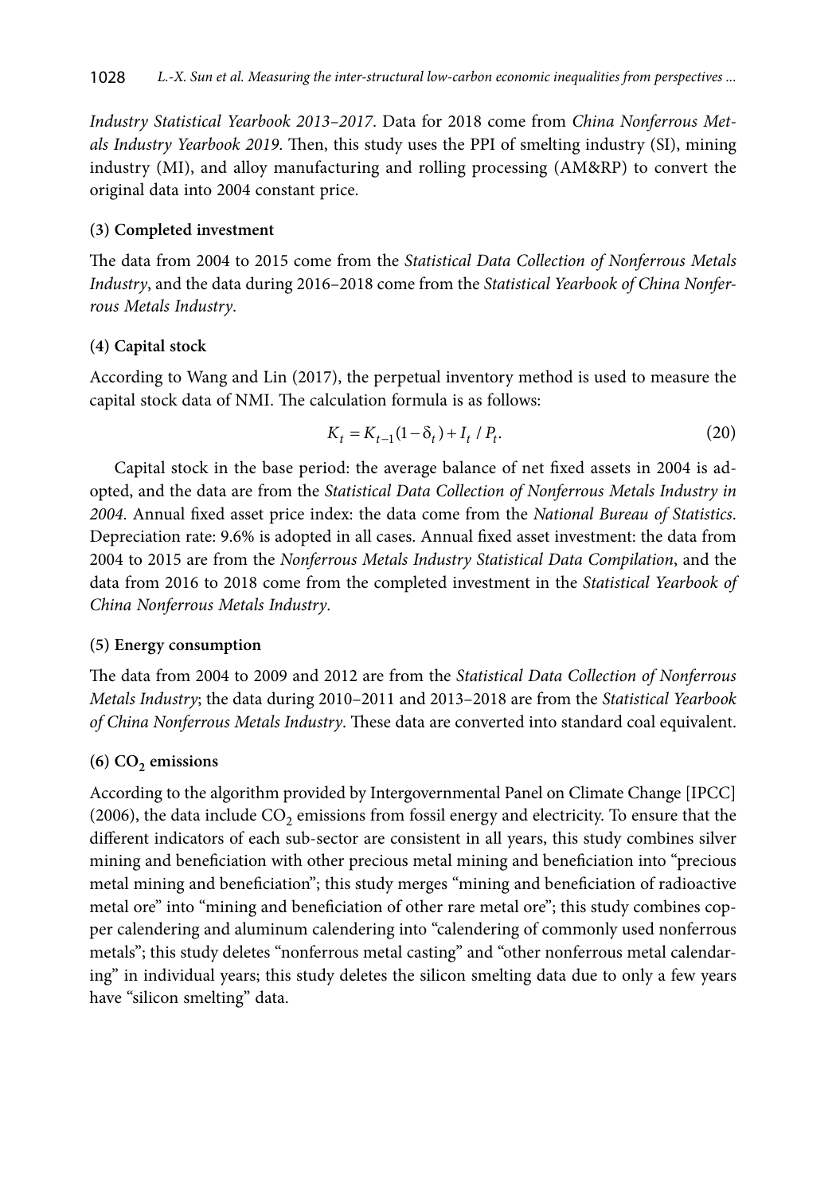*Industry Statistical Yearbook 2013–2017*. Data for 2018 come from *China Nonferrous Metals Industry Yearbook 2019*. Then, this study uses the PPI of smelting industry (SI), mining industry (MI), and alloy manufacturing and rolling processing (AM&RP) to convert the original data into 2004 constant price.

**(3) Completed investment**

The data from 2004 to 2015 come from the *Statistical Data Collection of Nonferrous Metals Industry*, and the data during 2016–2018 come from the *Statistical Yearbook of China Nonferrous Metals Industry*.

**(4) Capital stock**

According to Wang and Lin (2017), the perpetual inventory method is used to measure the capital stock data of NMI. The calculation formula is as follows:

$$K_t = K_{t-1}(1-\delta_t) + I_t / P_t. \tag{20}$$

Capital stock in the base period: the average balance of net fixed assets in 2004 is adopted, and the data are from the *Statistical Data Collection of Nonferrous Metals Industry in 2004*. Annual fixed asset price index: the data come from the *National Bureau of Statistics*. Depreciation rate: 9.6% is adopted in all cases. Annual fixed asset investment: the data from 2004 to 2015 are from the *Nonferrous Metals Industry Statistical Data Compilation*, and the data from 2016 to 2018 come from the completed investment in the *Statistical Yearbook of China Nonferrous Metals Industry*.

**(5) Energy consumption**

The data from 2004 to 2009 and 2012 are from the *Statistical Data Collection of Nonferrous Metals Industry*; the data during 2010–2011 and 2013–2018 are from the *Statistical Yearbook of China Nonferrous Metals Industry*. These data are converted into standard coal equivalent.

**(6) $CO_2$ emissions**

According to the algorithm provided by Intergovernmental Panel on Climate Change [IPCC] (2006), the data include $CO_2$ emissions from fossil energy and electricity. To ensure that the different indicators of each sub-sector are consistent in all years, this study combines silver mining and beneficiation with other precious metal mining and beneficiation into "precious metal mining and beneficiation"; this study merges "mining and beneficiation of radioactive metal ore" into "mining and beneficiation of other rare metal ore"; this study combines copper calendering and aluminum calendering into "calendering of commonly used nonferrous metals"; this study deletes "nonferrous metal casting" and "other nonferrous metal calendaring" in individual years; this study deletes the silicon smelting data due to only a few years have "silicon smelting" data.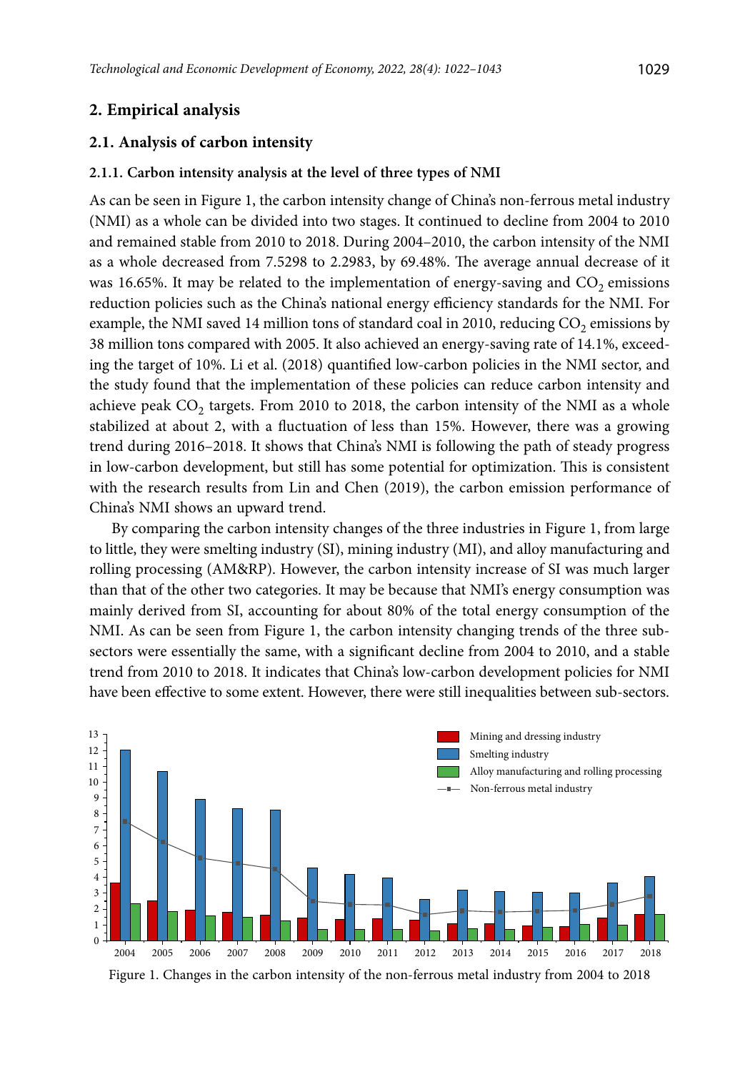## 2. Empirical analysis

### 2.1. Analysis of carbon intensity

#### 2.1.1. Carbon intensity analysis at the level of three types of NMI

As can be seen in Figure 1, the carbon intensity change of China's non-ferrous metal industry (NMI) as a whole can be divided into two stages. It continued to decline from 2004 to 2010 and remained stable from 2010 to 2018. During 2004–2010, the carbon intensity of the NMI as a whole decreased from 7.5298 to 2.2983, by 69.48%. The average annual decrease of it was 16.65%. It may be related to the implementation of energy-saving and $CO_2$ emissions reduction policies such as the China's national energy efficiency standards for the NMI. For example, the NMI saved 14 million tons of standard coal in 2010, reducing $CO_2$ emissions by 38 million tons compared with 2005. It also achieved an energy-saving rate of 14.1%, exceeding the target of 10%. Li et al. (2018) quantified low-carbon policies in the NMI sector, and the study found that the implementation of these policies can reduce carbon intensity and achieve peak $CO_2$ targets. From 2010 to 2018, the carbon intensity of the NMI as a whole stabilized at about 2, with a fluctuation of less than 15%. However, there was a growing trend during 2016–2018. It shows that China's NMI is following the path of steady progress in low-carbon development, but still has some potential for optimization. This is consistent with the research results from Lin and Chen (2019), the carbon emission performance of China's NMI shows an upward trend.

By comparing the carbon intensity changes of the three industries in Figure 1, from large to little, they were smelting industry (SI), mining industry (MI), and alloy manufacturing and rolling processing (AM&RP). However, the carbon intensity increase of SI was much larger than that of the other two categories. It may be because that NMI's energy consumption was mainly derived from SI, accounting for about 80% of the total energy consumption of the NMI. As can be seen from Figure 1, the carbon intensity changing trends of the three sub-sectors were essentially the same, with a significant decline from 2004 to 2010, and a stable trend from 2010 to 2018. It indicates that China's low-carbon development policies for NMI have been effective to some extent. However, there were still inequalities between sub-sectors.

Figure 1. Changes in the carbon intensity of the non-ferrous metal industry from 2004 to 2018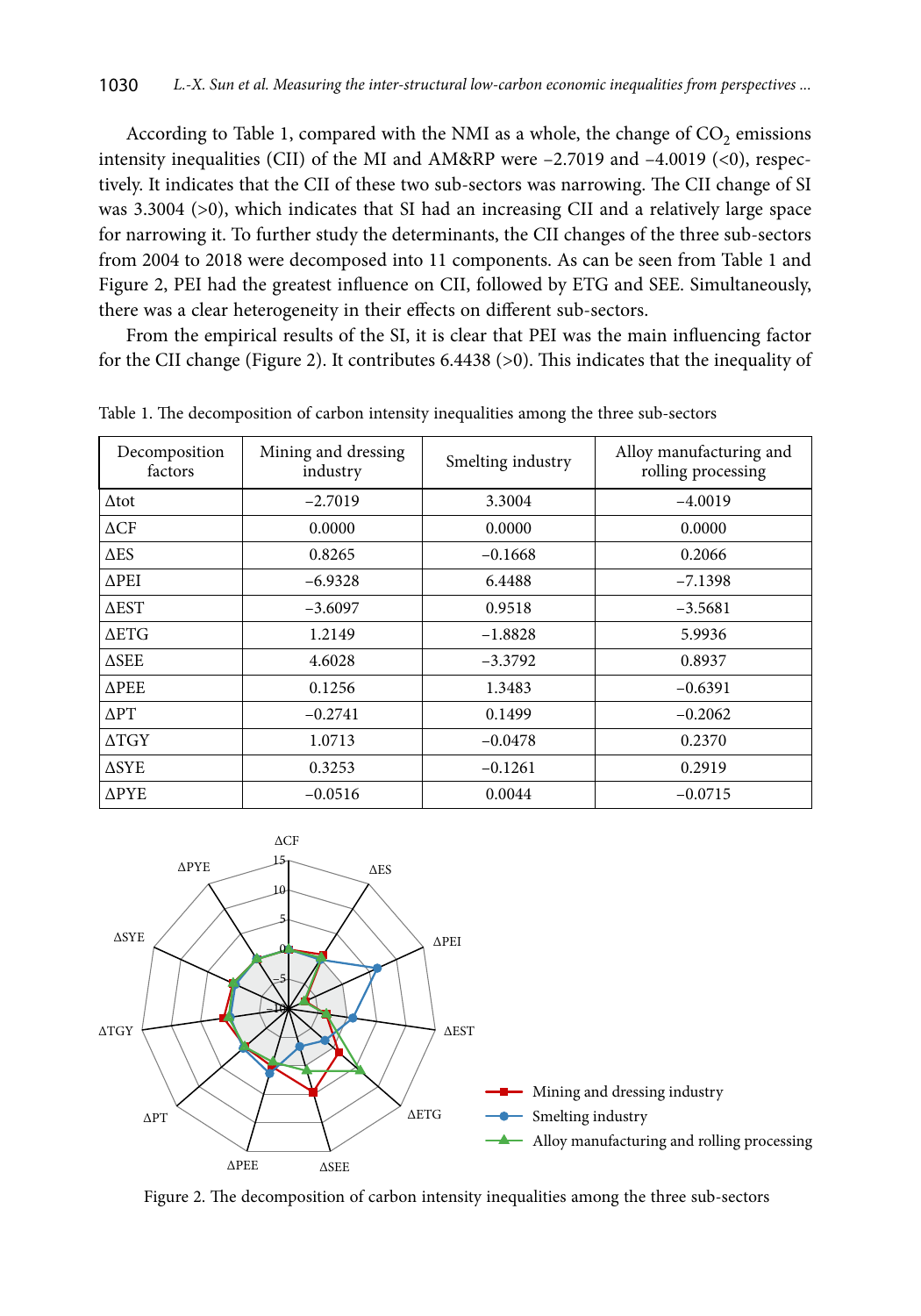According to Table 1, compared with the NMI as a whole, the change of $CO_2$ emissions intensity inequalities (CII) of the MI and AM&RP were –2.7019 and –4.0019 (<0), respectively. It indicates that the CII of these two sub-sectors was narrowing. The CII change of SI was 3.3004 (>0), which indicates that SI had an increasing CII and a relatively large space for narrowing it. To further study the determinants, the CII changes of the three sub-sectors from 2004 to 2018 were decomposed into 11 components. As can be seen from Table 1 and Figure 2, PEI had the greatest influence on CII, followed by ETG and SEE. Simultaneously, there was a clear heterogeneity in their effects on different sub-sectors.

From the empirical results of the SI, it is clear that PEI was the main influencing factor for the CII change (Figure 2). It contributes 6.4438 (>0). This indicates that the inequality of

Table 1. The decomposition of carbon intensity inequalities among the three sub-sectors

| Decomposition factors | Mining and dressing industry | Smelting industry | Alloy manufacturing and rolling processing |
|---|---|---|---|
| ΔTot | –2.7019 | 3.3004 | –4.0019 |
| ΔCF | 0.0000 | 0.0000 | 0.0000 |
| ΔES | 0.8265 | –0.1668 | 0.2066 |
| ΔPEI | –6.9328 | 6.4488 | –7.1398 |
| ΔEST | –3.6097 | 0.9518 | –3.5681 |
| ΔETG | 1.2149 | –1.8828 | 5.9936 |
| ΔSEE | 4.6028 | –3.3792 | 0.8937 |
| ΔPEE | 0.1256 | 1.3483 | –0.6391 |
| ΔPT | –0.2741 | 0.1499 | –0.2062 |
| ΔTGY | 1.0713 | –0.0478 | 0.2370 |
| ΔSYE | 0.3253 | –0.1261 | 0.2919 |
| ΔPYE | –0.0516 | 0.0044 | –0.0715 |

Figure 2. The decomposition of carbon intensity inequalities among the three sub-sectors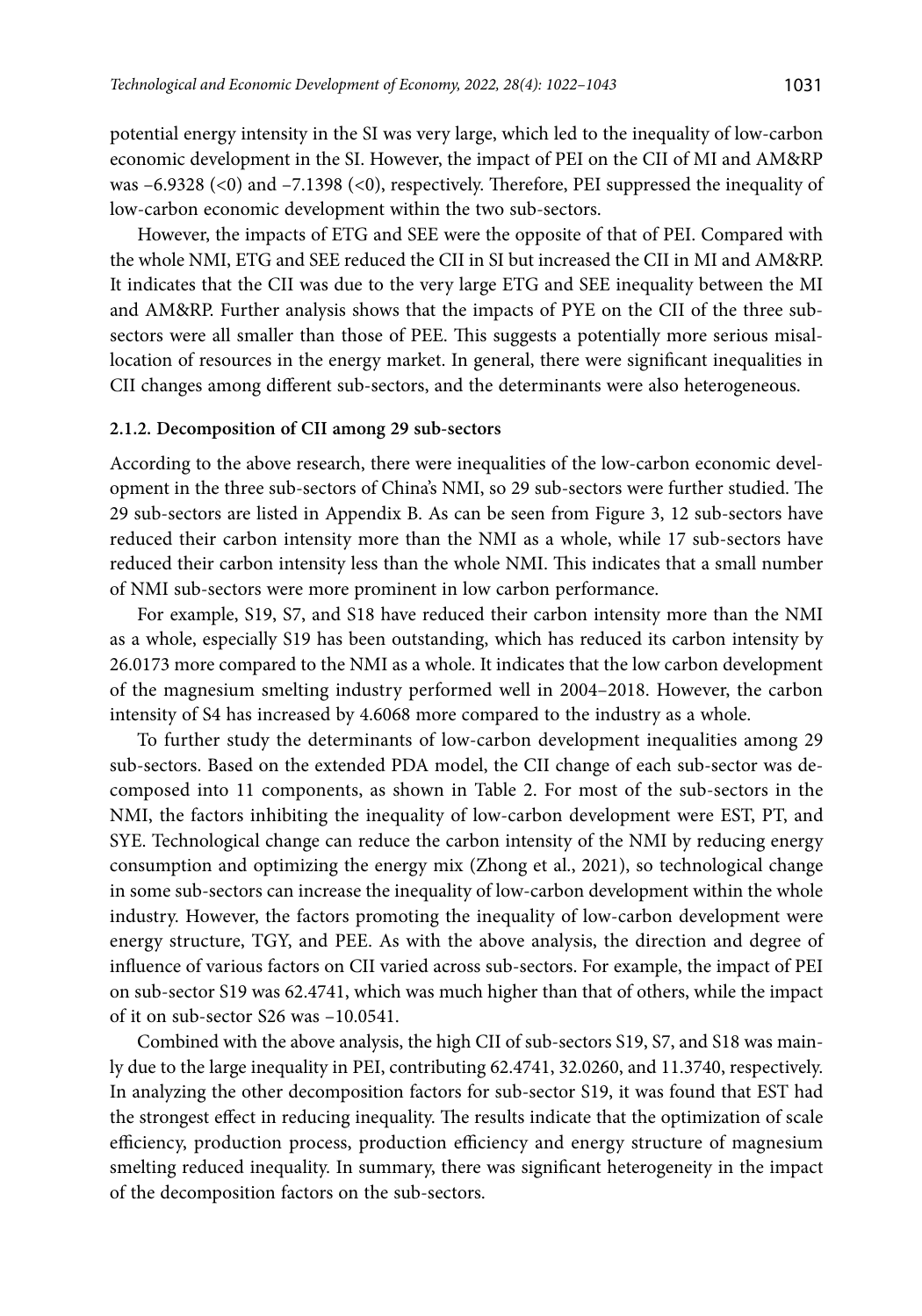potential energy intensity in the SI was very large, which led to the inequality of low-carbon economic development in the SI. However, the impact of PEI on the CII of MI and AM&RP was –6.9328 (<0) and –7.1398 (<0), respectively. Therefore, PEI suppressed the inequality of low-carbon economic development within the two sub-sectors.

However, the impacts of ETG and SEE were the opposite of that of PEI. Compared with the whole NMI, ETG and SEE reduced the CII in SI but increased the CII in MI and AM&RP. It indicates that the CII was due to the very large ETG and SEE inequality between the MI and AM&RP. Further analysis shows that the impacts of PYE on the CII of the three sub-sectors were all smaller than those of PEE. This suggests a potentially more serious misallocation of resources in the energy market. In general, there were significant inequalities in CII changes among different sub-sectors, and the determinants were also heterogeneous.

### 2.1.2. Decomposition of CII among 29 sub-sectors

According to the above research, there were inequalities of the low-carbon economic development in the three sub-sectors of China's NMI, so 29 sub-sectors were further studied. The 29 sub-sectors are listed in Appendix B. As can be seen from Figure 3, 12 sub-sectors have reduced their carbon intensity more than the NMI as a whole, while 17 sub-sectors have reduced their carbon intensity less than the whole NMI. This indicates that a small number of NMI sub-sectors were more prominent in low carbon performance.

For example, S19, S7, and S18 have reduced their carbon intensity more than the NMI as a whole, especially S19 has been outstanding, which has reduced its carbon intensity by 26.0173 more compared to the NMI as a whole. It indicates that the low carbon development of the magnesium smelting industry performed well in 2004–2018. However, the carbon intensity of S4 has increased by 4.6068 more compared to the industry as a whole.

To further study the determinants of low-carbon development inequalities among 29 sub-sectors. Based on the extended PDA model, the CII change of each sub-sector was decomposed into 11 components, as shown in Table 2. For most of the sub-sectors in the NMI, the factors inhibiting the inequality of low-carbon development were EST, PT, and SYE. Technological change can reduce the carbon intensity of the NMI by reducing energy consumption and optimizing the energy mix (Zhong et al., 2021), so technological change in some sub-sectors can increase the inequality of low-carbon development within the whole industry. However, the factors promoting the inequality of low-carbon development were energy structure, TGY, and PEE. As with the above analysis, the direction and degree of influence of various factors on CII varied across sub-sectors. For example, the impact of PEI on sub-sector S19 was 62.4741, which was much higher than that of others, while the impact of it on sub-sector S26 was –10.0541.

Combined with the above analysis, the high CII of sub-sectors S19, S7, and S18 was mainly due to the large inequality in PEI, contributing 62.4741, 32.0260, and 11.3740, respectively. In analyzing the other decomposition factors for sub-sector S19, it was found that EST had the strongest effect in reducing inequality. The results indicate that the optimization of scale efficiency, production process, production efficiency and energy structure of magnesium smelting reduced inequality. In summary, there was significant heterogeneity in the impact of the decomposition factors on the sub-sectors.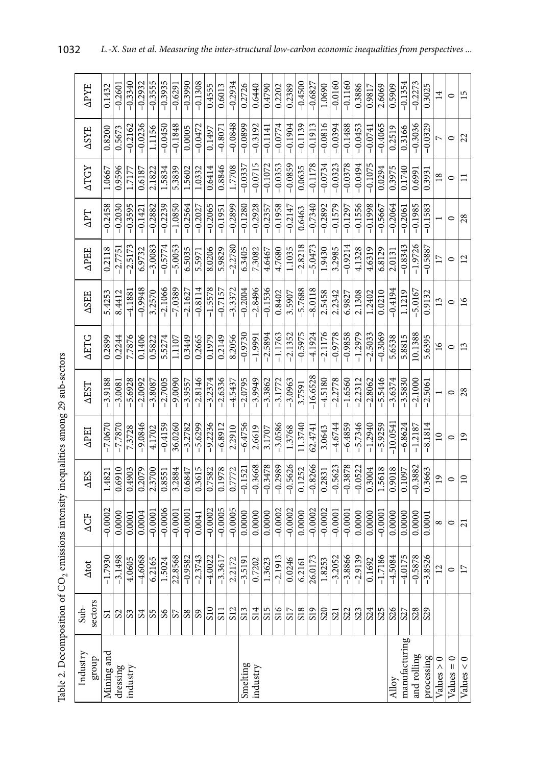Table 2. Decomposition of $CO_2$ emissions intensity inequalities among 29 sub-sectors

| Industry group | Sub-sectors | Δtot | ΔCF | ΔES | ΔPEI | ΔEST | ΔETG | ΔSEE | ΔPEE | ΔPT | ΔTGY | ΔSYE | ΔPYE |
|---|---|---|---|---|---|---|---|---|---|---|---|---|---|
| Mining and dressing industry | S1 | −1.7930 | −0.0002 | 1.4821 | −7.0670 | −3.9188 | 0.2899 | 5.4253 | 0.2118 | −0.2458 | 1.0667 | 0.8200 | 0.1432 |
| | S2 | −3.1498 | 0.0000 | 0.6910 | −7.7870 | −3.0081 | 0.2244 | 8.4412 | −2.7751 | −0.2030 | 0.9596 | 0.5673 | −0.2601 |
| | S3 | 4.0605 | 0.0001 | 0.4903 | 7.3728 | −5.6928 | 7.7876 | −4.1881 | −2.5173 | −0.3595 | 1.7177 | −0.2162 | −0.3340 |
| | S4 | −4.6068 | 0.0004 | 0.2079 | −9.0846 | −2.0092 | 0.1406 | −0.9948 | 6.9732 | −0.1421 | 0.6187 | −0.0236 | −0.2932 |
| | S5 | 6.2165 | −0.0001 | 2.3700 | 4.1702 | −3.8087 | 0.5822 | 3.2570 | −3.0083 | −0.2882 | 2.1822 | 1.1156 | −0.3555 |
| | S6 | 1.5024 | −0.0006 | 0.8551 | −0.4159 | −2.7005 | 5.5274 | −2.1066 | −0.5774 | −0.2239 | 1.5834 | −0.0450 | −0.3935 |
| | S7 | 22.8568 | −0.0001 | 3.2884 | 36.0260 | −9.0090 | 1.1107 | −7.0389 | −5.0053 | −1.0850 | 5.3839 | −0.1848 | −0.6291 |
| | S8 | −0.9582 | −0.0001 | 0.6847 | −3.2782 | −3.9557 | 0.3449 | −2.1627 | 6.5035 | −0.2564 | 1.5602 | 0.0005 | −0.3990 |
| | S9 | −2.3743 | 0.0041 | 0.3615 | −5.6299 | −2.8146 | 0.2665 | −0.8114 | 5.5971 | −0.2027 | 1.0332 | −0.0472 | −0.1308 |
| | S10 | −4.0022 | −0.0002 | 0.7582 | −9.2236 | −3.2374 | 0.1979 | −1.5578 | 8.0206 | −0.2065 | 0.6414 | 0.1497 | 0.4555 |
| | S11 | −3.3617 | −0.0005 | 0.1978 | −6.8912 | −2.6336 | 0.2149 | −0.7157 | 5.9829 | −0.1951 | 0.8846 | −0.8071 | 0.6013 |
| | S12 | 2.2172 | −0.0005 | 0.7772 | 2.2910 | −4.5437 | 8.2056 | −3.3372 | −2.2780 | −0.2899 | 1.7708 | −0.0848 | −0.2934 |
| Smelting industry | S13 | −3.5191 | 0.0000 | −0.1521 | −6.4756 | −2.0795 | −0.9730 | −0.2004 | 6.3405 | −0.1280 | −0.0337 | −0.0899 | 0.2726 |
| | S14 | 0.7202 | 0.0000 | −0.3668 | 2.6619 | −3.9949 | −1.9991 | −2.8496 | 7.3082 | −0.2928 | −0.0715 | −0.3192 | 0.6440 |
| | S15 | 1.3623 | 0.0000 | −0.3478 | 3.1707 | −3.3862 | −2.5894 | −0.1536 | 4.6467 | −0.2357 | −0.1072 | −0.1141 | 0.4790 |
| | S16 | −2.1913 | −0.0002 | −0.2989 | −3.0586 | −3.1772 | −1.1763 | 0.8402 | 4.7680 | −0.1958 | −0.0353 | −0.0774 | 0.2202 |
| | S17 | 0.0246 | −0.0002 | −0.5626 | 1.3768 | −3.0963 | −2.1352 | 3.5907 | 1.1035 | −0.2147 | −0.0859 | −0.1904 | 0.2389 |
| | S18 | 6.2161 | 0.0000 | 0.1252 | 11.3740 | 3.7591 | −0.5975 | −5.7688 | −2.8218 | 0.6463 | 0.0635 | −0.1139 | −0.4500 |
| | S19 | 26.0173 | −0.0002 | −0.8266 | 62.4741 | −16.6528 | −4.1924 | −8.0118 | −5.0473 | −0.7340 | −0.1178 | −0.1913 | −0.6827 |
| | S20 | 1.8253 | −0.0002 | 0.2831 | 3.0643 | −4.5180 | −2.1176 | 2.5458 | 1.9430 | −0.2892 | −0.0734 | −0.0816 | 1.0690 |
| | S21 | −3.2052 | −0.0001 | −0.5623 | −4.6744 | −2.2778 | −0.9778 | 2.2342 | 3.2985 | −0.1579 | −0.0323 | −0.0394 | −0.0160 |
| | S22 | −3.8866 | −0.0001 | −0.3878 | −6.4859 | −1.6560 | −0.9858 | 6.9827 | −0.9214 | −0.1297 | −0.0378 | −0.1488 | −0.1160 |
| | S23 | −2.9139 | 0.0000 | −0.0522 | −5.7346 | −2.2312 | −1.2979 | 2.1308 | 4.1328 | −0.1556 | −0.0494 | −0.0453 | 0.3886 |
| | S24 | 0.1692 | 0.0000 | 0.3004 | −1.2940 | −2.8062 | −2.5033 | 1.2402 | 4.6319 | −0.1998 | −0.1075 | −0.0741 | 0.9817 |
| | S25 | −1.7186 | −0.0001 | 1.5618 | −5.9259 | −5.5446 | −0.3069 | 0.0210 | 6.8129 | −0.5667 | 0.0294 | −0.4065 | 2.6069 |
| Alloy manufacturing and rolling processing | S26 | −4.5084 | 0.0000 | 0.9018 | −10.0541 | −3.6374 | 5.6538 | −0.4194 | 2.0131 | −0.2064 | 0.3975 | 0.2519 | 0.5909 |
| | S27 | −4.0175 | 0.0000 | 0.1097 | −6.8624 | −3.5830 | 5.8815 | 1.1219 | −0.8343 | −0.2061 | 0.1740 | 0.3166 | −0.1354 |
| | S28 | −0.5878 | 0.0000 | −0.3882 | −1.2187 | −2.1000 | 10.1388 | −5.0167 | −1.9726 | −0.1985 | 0.6991 | −0.3036 | −0.2273 |
| | S29 | −3.8526 | 0.0001 | 0.3663 | −8.1814 | −2.5061 | 5.6395 | 0.9132 | −0.5887 | −0.1583 | 0.3931 | −0.0329 | 0.3025 |
| Values > 0 | | 12 | 8 | 19 | 10 | 1 | 16 | 13 | 17 | 1 | 18 | 7 | 14 |
| Values = 0 | | 0 | 0 | 0 | 0 | 0 | 0 | 0 | 0 | 0 | 0 | 0 | 0 |
| Values < 0 | | 17 | 21 | 10 | 19 | 28 | 13 | 16 | 12 | 28 | 11 | 22 | 15 |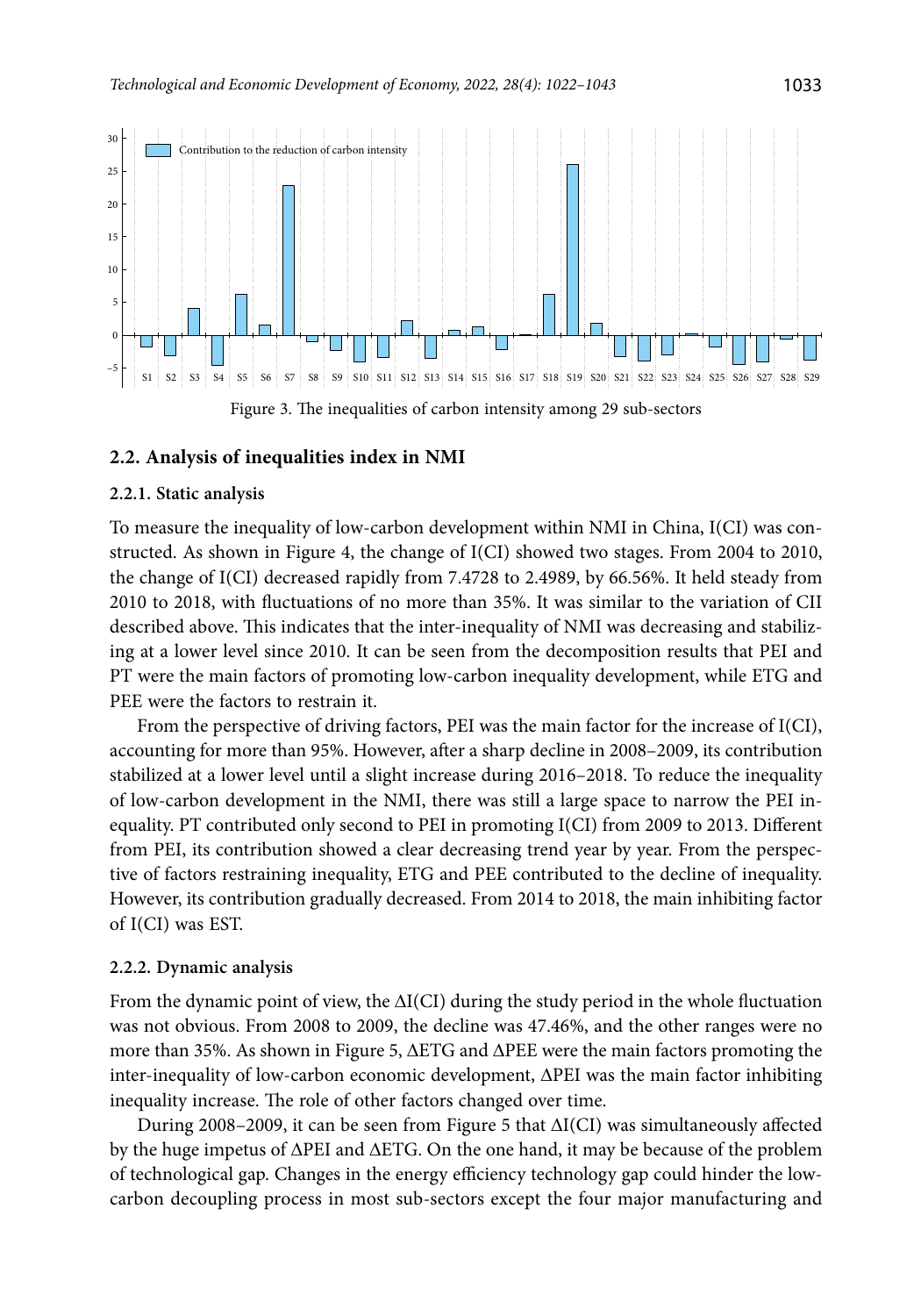Figure 3. The inequalities of carbon intensity among 29 sub-sectors

### 2.2. Analysis of inequalities index in NMI

#### 2.2.1. Static analysis

To measure the inequality of low-carbon development within NMI in China, I(CI) was constructed. As shown in Figure 4, the change of I(CI) showed two stages. From 2004 to 2010, the change of I(CI) decreased rapidly from 7.4728 to 2.4989, by 66.56%. It held steady from 2010 to 2018, with fluctuations of no more than 35%. It was similar to the variation of CII described above. This indicates that the inter-inequality of NMI was decreasing and stabilizing at a lower level since 2010. It can be seen from the decomposition results that PEI and PT were the main factors of promoting low-carbon inequality development, while ETG and PEE were the factors to restrain it.

From the perspective of driving factors, PEI was the main factor for the increase of I(CI), accounting for more than 95%. However, after a sharp decline in 2008–2009, its contribution stabilized at a lower level until a slight increase during 2016–2018. To reduce the inequality of low-carbon development in the NMI, there was still a large space to narrow the PEI inequality. PT contributed only second to PEI in promoting I(CI) from 2009 to 2013. Different from PEI, its contribution showed a clear decreasing trend year by year. From the perspective of factors restraining inequality, ETG and PEE contributed to the decline of inequality. However, its contribution gradually decreased. From 2014 to 2018, the main inhibiting factor of I(CI) was EST.

#### 2.2.2. Dynamic analysis

From the dynamic point of view, the ΔI(CI) during the study period in the whole fluctuation was not obvious. From 2008 to 2009, the decline was 47.46%, and the other ranges were no more than 35%. As shown in Figure 5, ΔETG and ΔPEE were the main factors promoting the inter-inequality of low-carbon economic development, ΔPEI was the main factor inhibiting inequality increase. The role of other factors changed over time.

During 2008–2009, it can be seen from Figure 5 that ΔI(CI) was simultaneously affected by the huge impetus of ΔPEI and ΔETG. On the one hand, it may be because of the problem of technological gap. Changes in the energy efficiency technology gap could hinder the low-carbon decoupling process in most sub-sectors except the four major manufacturing and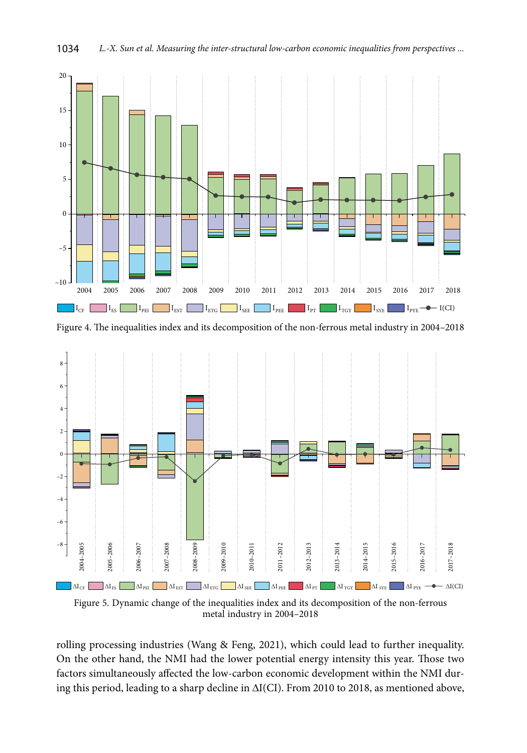Figure 4. The inequalities index and its decomposition of the non-ferrous metal industry in 2004–2018

Figure 5. Dynamic change of the inequalities index and its decomposition of the non-ferrous metal industry in 2004–2018

rolling processing industries (Wang & Feng, 2021), which could lead to further inequality. On the other hand, the NMI had the lower potential energy intensity this year. Those two factors simultaneously affected the low-carbon economic development within the NMI during this period, leading to a sharp decline in $\Delta I(CI)$. From 2010 to 2018, as mentioned above,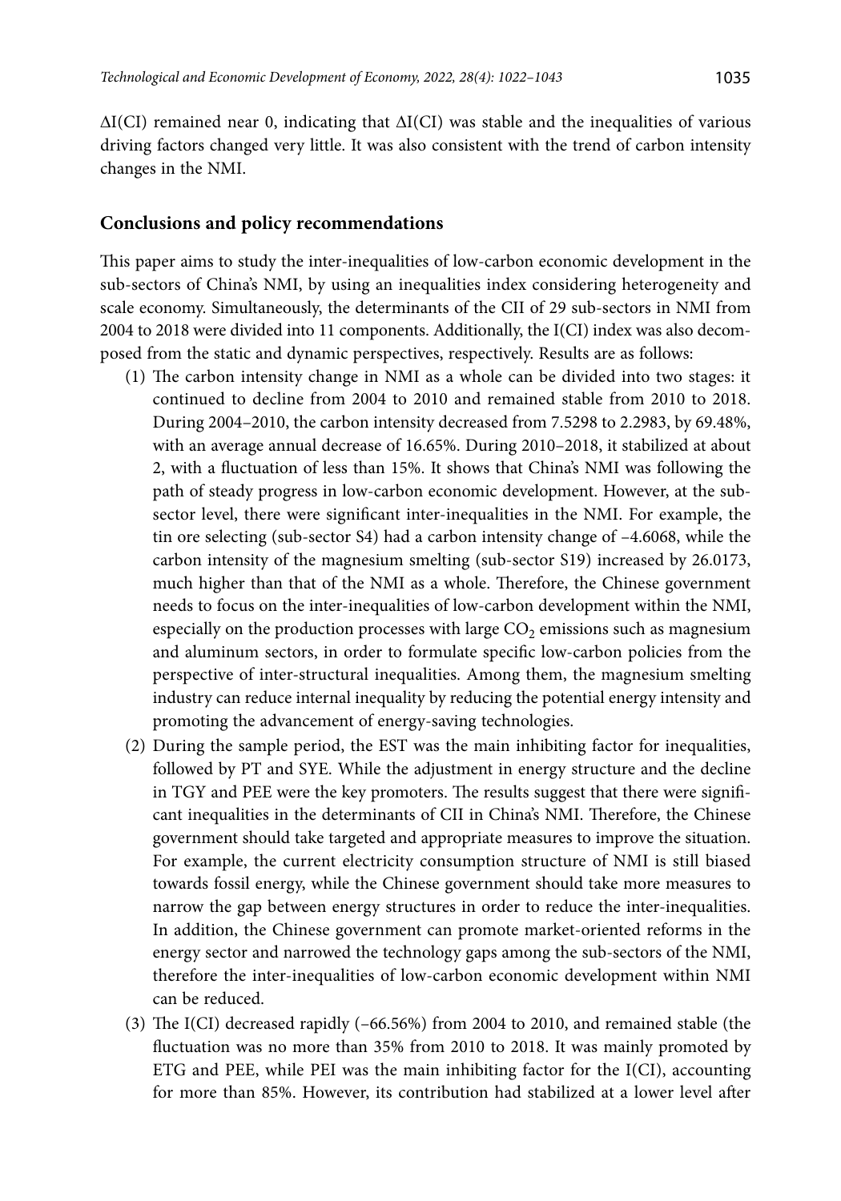$\Delta I(CI)$ remained near 0, indicating that $\Delta I(CI)$ was stable and the inequalities of various driving factors changed very little. It was also consistent with the trend of carbon intensity changes in the NMI.

## Conclusions and policy recommendations

This paper aims to study the inter-inequalities of low-carbon economic development in the sub-sectors of China's NMI, by using an inequalities index considering heterogeneity and scale economy. Simultaneously, the determinants of the CII of 29 sub-sectors in NMI from 2004 to 2018 were divided into 11 components. Additionally, the I(CI) index was also decomposed from the static and dynamic perspectives, respectively. Results are as follows:

1. The carbon intensity change in NMI as a whole can be divided into two stages: it continued to decline from 2004 to 2010 and remained stable from 2010 to 2018. During 2004–2010, the carbon intensity decreased from 7.5298 to 2.2983, by 69.48%, with an average annual decrease of 16.65%. During 2010–2018, it stabilized at about 2, with a fluctuation of less than 15%. It shows that China's NMI was following the path of steady progress in low-carbon economic development. However, at the sub-sector level, there were significant inter-inequalities in the NMI. For example, the tin ore selecting (sub-sector S4) had a carbon intensity change of –4.6068, while the carbon intensity of the magnesium smelting (sub-sector S19) increased by 26.0173, much higher than that of the NMI as a whole. Therefore, the Chinese government needs to focus on the inter-inequalities of low-carbon development within the NMI, especially on the production processes with large $CO_2$ emissions such as magnesium and aluminum sectors, in order to formulate specific low-carbon policies from the perspective of inter-structural inequalities. Among them, the magnesium smelting industry can reduce internal inequality by reducing the potential energy intensity and promoting the advancement of energy-saving technologies.
2. During the sample period, the EST was the main inhibiting factor for inequalities, followed by PT and SYE. While the adjustment in energy structure and the decline in TGY and PEE were the key promoters. The results suggest that there were significant inequalities in the determinants of CII in China's NMI. Therefore, the Chinese government should take targeted and appropriate measures to improve the situation. For example, the current electricity consumption structure of NMI is still biased towards fossil energy, while the Chinese government should take more measures to narrow the gap between energy structures in order to reduce the inter-inequalities. In addition, the Chinese government can promote market-oriented reforms in the energy sector and narrowed the technology gaps among the sub-sectors of the NMI, therefore the inter-inequalities of low-carbon economic development within NMI can be reduced.
3. The I(CI) decreased rapidly (–66.56%) from 2004 to 2010, and remained stable (the fluctuation was no more than 35% from 2010 to 2018. It was mainly promoted by ETG and PEE, while PEI was the main inhibiting factor for the I(CI), accounting for more than 85%. However, its contribution had stabilized at a lower level after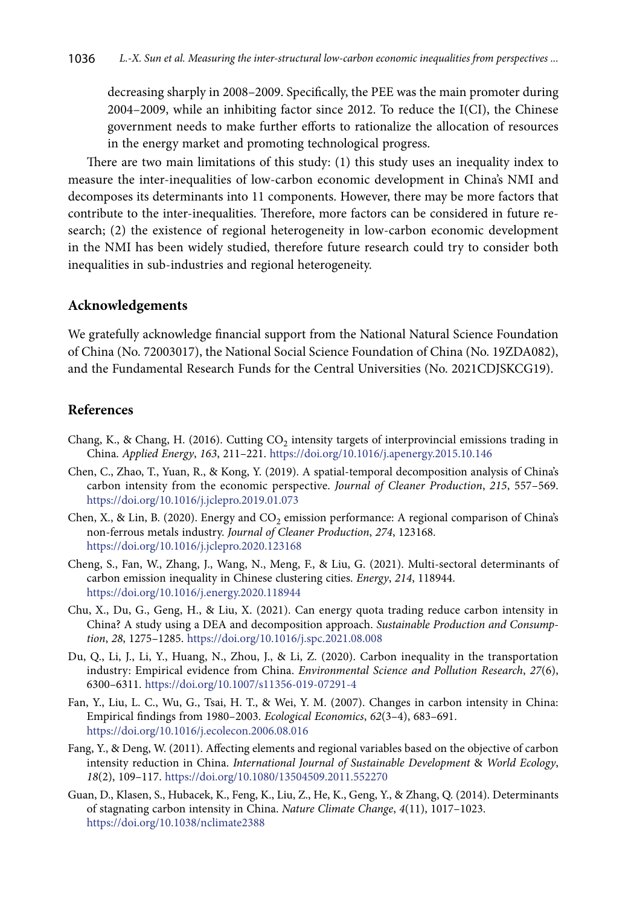decreasing sharply in 2008–2009. Specifically, the PEE was the main promoter during 2004–2009, while an inhibiting factor since 2012. To reduce the I(CI), the Chinese government needs to make further efforts to rationalize the allocation of resources in the energy market and promoting technological progress.

There are two main limitations of this study: (1) this study uses an inequality index to measure the inter-inequalities of low-carbon economic development in China's NMI and decomposes its determinants into 11 components. However, there may be more factors that contribute to the inter-inequalities. Therefore, more factors can be considered in future research; (2) the existence of regional heterogeneity in low-carbon economic development in the NMI has been widely studied, therefore future research could try to consider both inequalities in sub-industries and regional heterogeneity.

## Acknowledgements

We gratefully acknowledge financial support from the National Natural Science Foundation of China (No. 72003017), the National Social Science Foundation of China (No. 19ZDA082), and the Fundamental Research Funds for the Central Universities (No. 2021CDJSKCG19).

## References

Chang, K., & Chang, H. (2016). Cutting $CO_2$ intensity targets of interprovincial emissions trading in China. *Applied Energy*, *163*, 211–221. https://doi.org/10.1016/j.apenergy.2015.10.146

Chen, C., Zhao, T., Yuan, R., & Kong, Y. (2019). A spatial-temporal decomposition analysis of China's carbon intensity from the economic perspective. *Journal of Cleaner Production*, *215*, 557–569. https://doi.org/10.1016/j.jclepro.2019.01.073

Chen, X., & Lin, B. (2020). Energy and $CO_2$ emission performance: A regional comparison of China's non-ferrous metals industry. *Journal of Cleaner Production*, *274*, 123168. https://doi.org/10.1016/j.jclepro.2020.123168

Cheng, S., Fan, W., Zhang, J., Wang, N., Meng, F., & Liu, G. (2021). Multi-sectoral determinants of carbon emission inequality in Chinese clustering cities. *Energy*, *214*, 118944. https://doi.org/10.1016/j.energy.2020.118944

Chu, X., Du, G., Geng, H., & Liu, X. (2021). Can energy quota trading reduce carbon intensity in China? A study using a DEA and decomposition approach. *Sustainable Production and Consumption*, *28*, 1275–1285. https://doi.org/10.1016/j.spc.2021.08.008

Du, Q., Li, J., Li, Y., Huang, N., Zhou, J., & Li, Z. (2020). Carbon inequality in the transportation industry: Empirical evidence from China. *Environmental Science and Pollution Research*, *27*(6), 6300–6311. https://doi.org/10.1007/s11356-019-07291-4

Fan, Y., Liu, L. C., Wu, G., Tsai, H. T., & Wei, Y. M. (2007). Changes in carbon intensity in China: Empirical findings from 1980–2003. *Ecological Economics*, *62*(3–4), 683–691. https://doi.org/10.1016/j.ecolecon.2006.08.016

Fang, Y., & Deng, W. (2011). Affecting elements and regional variables based on the objective of carbon intensity reduction in China. *International Journal of Sustainable Development & World Ecology*, *18*(2), 109–117. https://doi.org/10.1080/13504509.2011.552270

Guan, D., Klasen, S., Hubacek, K., Feng, K., Liu, Z., He, K., Geng, Y., & Zhang, Q. (2014). Determinants of stagnating carbon intensity in China. *Nature Climate Change*, *4*(11), 1017–1023. https://doi.org/10.1038/nclimate2388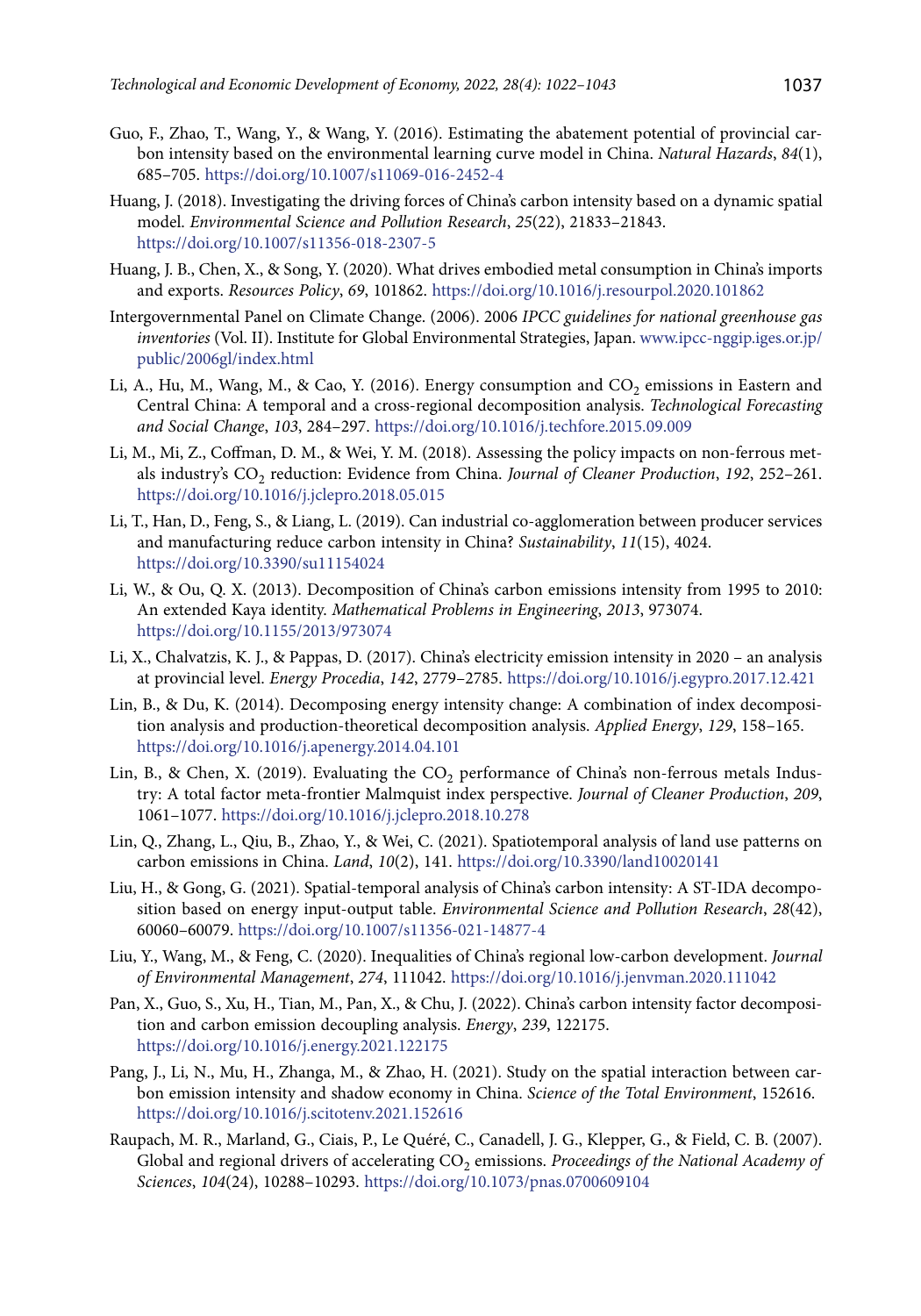Guo, F., Zhao, T., Wang, Y., & Wang, Y. (2016). Estimating the abatement potential of provincial carbon intensity based on the environmental learning curve model in China. *Natural Hazards*, *84*(1), 685–705. https://doi.org/10.1007/s11069-016-2452-4

Huang, J. (2018). Investigating the driving forces of China's carbon intensity based on a dynamic spatial model. *Environmental Science and Pollution Research*, *25*(22), 21833–21843. https://doi.org/10.1007/s11356-018-2307-5

Huang, J. B., Chen, X., & Song, Y. (2020). What drives embodied metal consumption in China's imports and exports. *Resources Policy*, *69*, 101862. https://doi.org/10.1016/j.resourpol.2020.101862

Intergovernmental Panel on Climate Change. (2006). 2006 *IPCC guidelines for national greenhouse gas inventories* (Vol. II). Institute for Global Environmental Strategies, Japan. www.ipcc-nggip.iges.or.jp/public/2006gl/index.html

Li, A., Hu, M., Wang, M., & Cao, Y. (2016). Energy consumption and $CO_2$ emissions in Eastern and Central China: A temporal and a cross-regional decomposition analysis. *Technological Forecasting and Social Change*, *103*, 284–297. https://doi.org/10.1016/j.techfore.2015.09.009

Li, M., Mi, Z., Coffman, D. M., & Wei, Y. M. (2018). Assessing the policy impacts on non-ferrous metals industry's $CO_2$ reduction: Evidence from China. *Journal of Cleaner Production*, *192*, 252–261. https://doi.org/10.1016/j.jclepro.2018.05.015

Li, T., Han, D., Feng, S., & Liang, L. (2019). Can industrial co-agglomeration between producer services and manufacturing reduce carbon intensity in China? *Sustainability*, *11*(15), 4024. https://doi.org/10.3390/su11154024

Li, W., & Ou, Q. X. (2013). Decomposition of China's carbon emissions intensity from 1995 to 2010: An extended Kaya identity. *Mathematical Problems in Engineering*, *2013*, 973074. https://doi.org/10.1155/2013/973074

Li, X., Chalvatzis, K. J., & Pappas, D. (2017). China's electricity emission intensity in 2020 – an analysis at provincial level. *Energy Procedia*, *142*, 2779–2785. https://doi.org/10.1016/j.egypro.2017.12.421

Lin, B., & Du, K. (2014). Decomposing energy intensity change: A combination of index decomposition analysis and production-theoretical decomposition analysis. *Applied Energy*, *129*, 158–165. https://doi.org/10.1016/j.apenergy.2014.04.101

Lin, B., & Chen, X. (2019). Evaluating the $CO_2$ performance of China's non-ferrous metals Industry: A total factor meta-frontier Malmquist index perspective. *Journal of Cleaner Production*, *209*, 1061–1077. https://doi.org/10.1016/j.jclepro.2018.10.278

Lin, Q., Zhang, L., Qiu, B., Zhao, Y., & Wei, C. (2021). Spatiotemporal analysis of land use patterns on carbon emissions in China. *Land*, *10*(2), 141. https://doi.org/10.3390/land10020141

Liu, H., & Gong, G. (2021). Spatial-temporal analysis of China's carbon intensity: A ST-IDA decomposition based on energy input-output table. *Environmental Science and Pollution Research*, *28*(42), 60060–60079. https://doi.org/10.1007/s11356-021-14877-4

Liu, Y., Wang, M., & Feng, C. (2020). Inequalities of China's regional low-carbon development. *Journal of Environmental Management*, *274*, 111042. https://doi.org/10.1016/j.jenvman.2020.111042

Pan, X., Guo, S., Xu, H., Tian, M., Pan, X., & Chu, J. (2022). China's carbon intensity factor decomposition and carbon emission decoupling analysis. *Energy*, *239*, 122175. https://doi.org/10.1016/j.energy.2021.122175

Pang, J., Li, N., Mu, H., Zhanga, M., & Zhao, H. (2021). Study on the spatial interaction between carbon emission intensity and shadow economy in China. *Science of the Total Environment*, 152616. https://doi.org/10.1016/j.scitotenv.2021.152616

Raupach, M. R., Marland, G., Ciais, P., Le Quéré, C., Canadell, J. G., Klepper, G., & Field, C. B. (2007). Global and regional drivers of accelerating $CO_2$ emissions. *Proceedings of the National Academy of Sciences*, *104*(24), 10288–10293. https://doi.org/10.1073/pnas.0700609104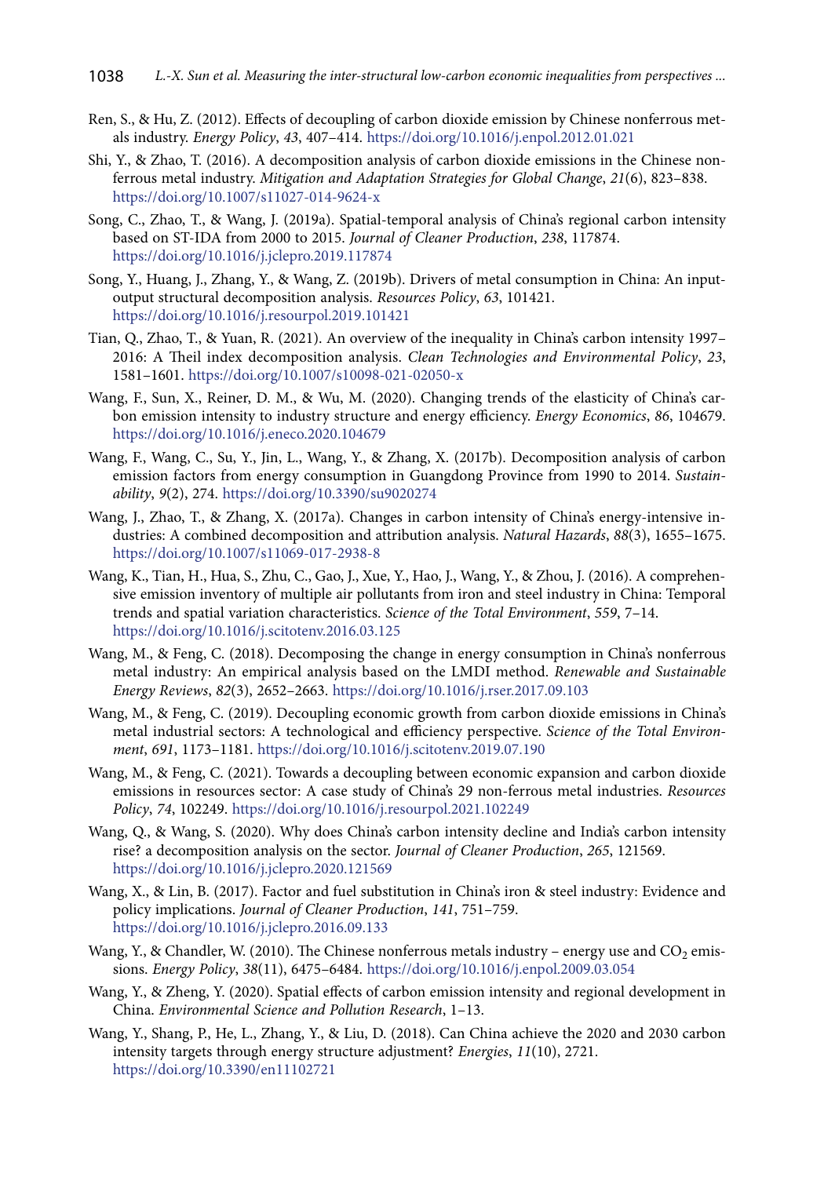Ren, S., & Hu, Z. (2012). Effects of decoupling of carbon dioxide emission by Chinese nonferrous metals industry. *Energy Policy*, *43*, 407–414. https://doi.org/10.1016/j.enpol.2012.01.021

Shi, Y., & Zhao, T. (2016). A decomposition analysis of carbon dioxide emissions in the Chinese nonferrous metal industry. *Mitigation and Adaptation Strategies for Global Change*, *21*(6), 823–838. https://doi.org/10.1007/s11027-014-9624-x

Song, C., Zhao, T., & Wang, J. (2019a). Spatial-temporal analysis of China's regional carbon intensity based on ST-IDA from 2000 to 2015. *Journal of Cleaner Production*, *238*, 117874. https://doi.org/10.1016/j.jclepro.2019.117874

Song, Y., Huang, J., Zhang, Y., & Wang, Z. (2019b). Drivers of metal consumption in China: An input-output structural decomposition analysis. *Resources Policy*, *63*, 101421. https://doi.org/10.1016/j.resourpol.2019.101421

Tian, Q., Zhao, T., & Yuan, R. (2021). An overview of the inequality in China's carbon intensity 1997–2016: A Theil index decomposition analysis. *Clean Technologies and Environmental Policy*, *23*, 1581–1601. https://doi.org/10.1007/s10098-021-02050-x

Wang, F., Sun, X., Reiner, D. M., & Wu, M. (2020). Changing trends of the elasticity of China's carbon emission intensity to industry structure and energy efficiency. *Energy Economics*, *86*, 104679. https://doi.org/10.1016/j.eneco.2020.104679

Wang, F., Wang, C., Su, Y., Jin, L., Wang, Y., & Zhang, X. (2017b). Decomposition analysis of carbon emission factors from energy consumption in Guangdong Province from 1990 to 2014. *Sustainability*, *9*(2), 274. https://doi.org/10.3390/su9020274

Wang, J., Zhao, T., & Zhang, X. (2017a). Changes in carbon intensity of China's energy-intensive industries: A combined decomposition and attribution analysis. *Natural Hazards*, *88*(3), 1655–1675. https://doi.org/10.1007/s11069-017-2938-8

Wang, K., Tian, H., Hua, S., Zhu, C., Gao, J., Xue, Y., Hao, J., Wang, Y., & Zhou, J. (2016). A comprehensive emission inventory of multiple air pollutants from iron and steel industry in China: Temporal trends and spatial variation characteristics. *Science of the Total Environment*, *559*, 7–14. https://doi.org/10.1016/j.scitotenv.2016.03.125

Wang, M., & Feng, C. (2018). Decomposing the change in energy consumption in China's nonferrous metal industry: An empirical analysis based on the LMDI method. *Renewable and Sustainable Energy Reviews*, *82*(3), 2652–2663. https://doi.org/10.1016/j.rser.2017.09.103

Wang, M., & Feng, C. (2019). Decoupling economic growth from carbon dioxide emissions in China's metal industrial sectors: A technological and efficiency perspective. *Science of the Total Environment*, *691*, 1173–1181. https://doi.org/10.1016/j.scitotenv.2019.07.190

Wang, M., & Feng, C. (2021). Towards a decoupling between economic expansion and carbon dioxide emissions in resources sector: A case study of China's 29 non-ferrous metal industries. *Resources Policy*, *74*, 102249. https://doi.org/10.1016/j.resourpol.2021.102249

Wang, Q., & Wang, S. (2020). Why does China's carbon intensity decline and India's carbon intensity rise? a decomposition analysis on the sector. *Journal of Cleaner Production*, *265*, 121569. https://doi.org/10.1016/j.jclepro.2020.121569

Wang, X., & Lin, B. (2017). Factor and fuel substitution in China's iron & steel industry: Evidence and policy implications. *Journal of Cleaner Production*, *141*, 751–759. https://doi.org/10.1016/j.jclepro.2016.09.133

Wang, Y., & Chandler, W. (2010). The Chinese nonferrous metals industry – energy use and $CO_2$ emissions. *Energy Policy*, *38*(11), 6475–6484. https://doi.org/10.1016/j.enpol.2009.03.054

Wang, Y., & Zheng, Y. (2020). Spatial effects of carbon emission intensity and regional development in China. *Environmental Science and Pollution Research*, 1–13.

Wang, Y., Shang, P., He, L., Zhang, Y., & Liu, D. (2018). Can China achieve the 2020 and 2030 carbon intensity targets through energy structure adjustment? *Energies*, *11*(10), 2721. https://doi.org/10.3390/en11102721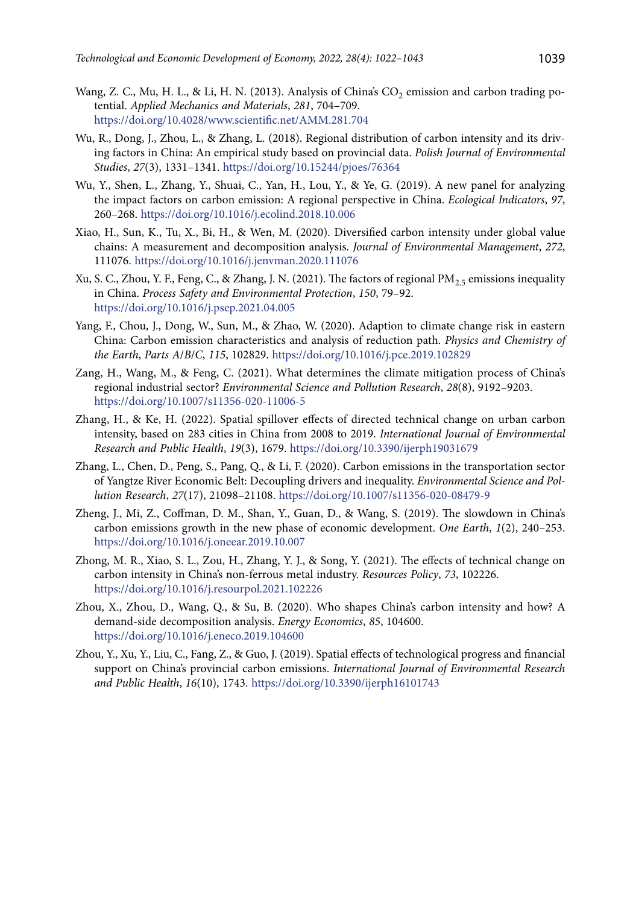Wang, Z. C., Mu, H. L., & Li, H. N. (2013). Analysis of China's $CO_2$ emission and carbon trading potential. *Applied Mechanics and Materials*, *281*, 704–709. https://doi.org/10.4028/www.scientific.net/AMM.281.704

Wu, R., Dong, J., Zhou, L., & Zhang, L. (2018). Regional distribution of carbon intensity and its driving factors in China: An empirical study based on provincial data. *Polish Journal of Environmental Studies*, *27*(3), 1331–1341. https://doi.org/10.15244/pjoes/76364

Wu, Y., Shen, L., Zhang, Y., Shuai, C., Yan, H., Lou, Y., & Ye, G. (2019). A new panel for analyzing the impact factors on carbon emission: A regional perspective in China. *Ecological Indicators*, *97*, 260–268. https://doi.org/10.1016/j.ecolind.2018.10.006

Xiao, H., Sun, K., Tu, X., Bi, H., & Wen, M. (2020). Diversified carbon intensity under global value chains: A measurement and decomposition analysis. *Journal of Environmental Management*, *272*, 111076. https://doi.org/10.1016/j.jenvman.2020.111076

Xu, S. C., Zhou, Y. F., Feng, C., & Zhang, J. N. (2021). The factors of regional $PM_{2.5}$ emissions inequality in China. *Process Safety and Environmental Protection*, *150*, 79–92. https://doi.org/10.1016/j.psep.2021.04.005

Yang, F., Chou, J., Dong, W., Sun, M., & Zhao, W. (2020). Adaption to climate change risk in eastern China: Carbon emission characteristics and analysis of reduction path. *Physics and Chemistry of the Earth*, *Parts A/B/C*, *115*, 102829. https://doi.org/10.1016/j.pce.2019.102829

Zang, H., Wang, M., & Feng, C. (2021). What determines the climate mitigation process of China's regional industrial sector? *Environmental Science and Pollution Research*, *28*(8), 9192–9203. https://doi.org/10.1007/s11356-020-11006-5

Zhang, H., & Ke, H. (2022). Spatial spillover effects of directed technical change on urban carbon intensity, based on 283 cities in China from 2008 to 2019. *International Journal of Environmental Research and Public Health*, *19*(3), 1679. https://doi.org/10.3390/ijerph19031679

Zhang, L., Chen, D., Peng, S., Pang, Q., & Li, F. (2020). Carbon emissions in the transportation sector of Yangtze River Economic Belt: Decoupling drivers and inequality. *Environmental Science and Pollution Research*, *27*(17), 21098–21108. https://doi.org/10.1007/s11356-020-08479-9

Zheng, J., Mi, Z., Coffman, D. M., Shan, Y., Guan, D., & Wang, S. (2019). The slowdown in China's carbon emissions growth in the new phase of economic development. *One Earth*, *1*(2), 240–253. https://doi.org/10.1016/j.oneear.2019.10.007

Zhong, M. R., Xiao, S. L., Zou, H., Zhang, Y. J., & Song, Y. (2021). The effects of technical change on carbon intensity in China's non-ferrous metal industry. *Resources Policy*, *73*, 102226. https://doi.org/10.1016/j.resourpol.2021.102226

Zhou, X., Zhou, D., Wang, Q., & Su, B. (2020). Who shapes China's carbon intensity and how? A demand-side decomposition analysis. *Energy Economics*, *85*, 104600. https://doi.org/10.1016/j.eneco.2019.104600

Zhou, Y., Xu, Y., Liu, C., Fang, Z., & Guo, J. (2019). Spatial effects of technological progress and financial support on China's provincial carbon emissions. *International Journal of Environmental Research and Public Health*, *16*(10), 1743. https://doi.org/10.3390/ijerph16101743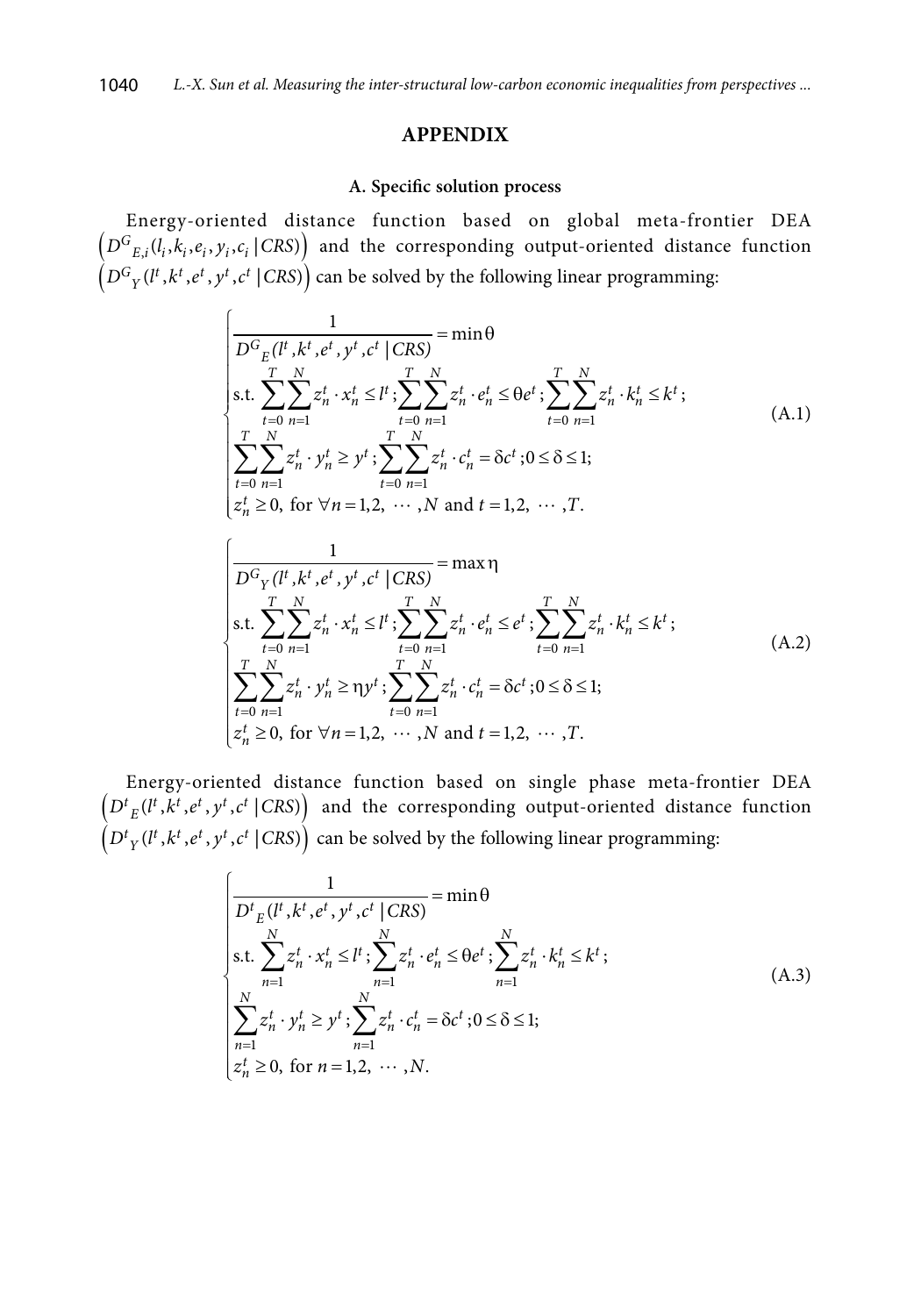## APPENDIX

### A. Specific solution process

Energy-oriented distance function based on global meta-frontier DEA $\left(D^{G}{}_{E,i}(l_i, k_i, e_i, y_i, c_i \mid CRS)\right)$ and the corresponding output-oriented distance function $\left(D^{G}{}_{Y}(l^t, k^t, e^t, y^t, c^t \mid CRS)\right)$ can be solved by the following linear programming:

$$
\begin{cases}
\dfrac{1}{D^{G}{}_{E}(l^t, k^t, e^t, y^t, c^t \mid CRS)} = \min \theta \\
\text{s.t. } \sum\limits_{t=0}^{T} \sum\limits_{n=1}^{N} z_n^t \cdot x_n^t \le l^t ; \sum\limits_{t=0}^{T} \sum\limits_{n=1}^{N} z_n^t \cdot e_n^t \le \theta e^t ; \sum\limits_{t=0}^{T} \sum\limits_{n=1}^{N} z_n^t \cdot k_n^t \le k^t ; \\
\sum\limits_{t=0}^{T} \sum\limits_{n=1}^{N} z_n^t \cdot y_n^t \ge y^t ; \sum\limits_{t=0}^{T} \sum\limits_{n=1}^{N} z_n^t \cdot c_n^t = \delta c^t ; 0 \le \delta \le 1; \\
z_n^t \ge 0, \text{ for } \forall n = 1, 2, \cdots, N \text{ and } t = 1, 2, \cdots, T.
\end{cases}
\tag{A.1}
$$

$$
\begin{cases}
\dfrac{1}{D^{G}{}_{Y}(l^t, k^t, e^t, y^t, c^t \mid CRS)} = \max \eta \\
\text{s.t. } \sum\limits_{t=0}^{T} \sum\limits_{n=1}^{N} z_n^t \cdot x_n^t \le l^t ; \sum\limits_{t=0}^{T} \sum\limits_{n=1}^{N} z_n^t \cdot e_n^t \le e^t ; \sum\limits_{t=0}^{T} \sum\limits_{n=1}^{N} z_n^t \cdot k_n^t \le k^t ; \\
\sum\limits_{t=0}^{T} \sum\limits_{n=1}^{N} z_n^t \cdot y_n^t \ge \eta y^t ; \sum\limits_{t=0}^{T} \sum\limits_{n=1}^{N} z_n^t \cdot c_n^t = \delta c^t ; 0 \le \delta \le 1; \\
z_n^t \ge 0, \text{ for } \forall n = 1, 2, \cdots, N \text{ and } t = 1, 2, \cdots, T.
\end{cases}
\tag{A.2}
$$

Energy-oriented distance function based on single phase meta-frontier DEA $\left(D^{t}{}_{E}(l^t, k^t, e^t, y^t, c^t \mid CRS)\right)$ and the corresponding output-oriented distance function $\left(D^{t}{}_{Y}(l^t, k^t, e^t, y^t, c^t \mid CRS)\right)$ can be solved by the following linear programming:

$$
\begin{cases}
\dfrac{1}{D^{t}{}_{E}(l^t, k^t, e^t, y^t, c^t \mid CRS)} = \min \theta \\
\text{s.t. } \sum\limits_{n=1}^{N} z_n^t \cdot x_n^t \le l^t ; \sum\limits_{n=1}^{N} z_n^t \cdot e_n^t \le \theta e^t ; \sum\limits_{n=1}^{N} z_n^t \cdot k_n^t \le k^t ; \\
\sum\limits_{n=1}^{N} z_n^t \cdot y_n^t \ge y^t ; \sum\limits_{n=1}^{N} z_n^t \cdot c_n^t = \delta c^t ; 0 \le \delta \le 1; \\
z_n^t \ge 0, \text{ for } n = 1, 2, \cdots, N.
\end{cases}
\tag{A.3}
$$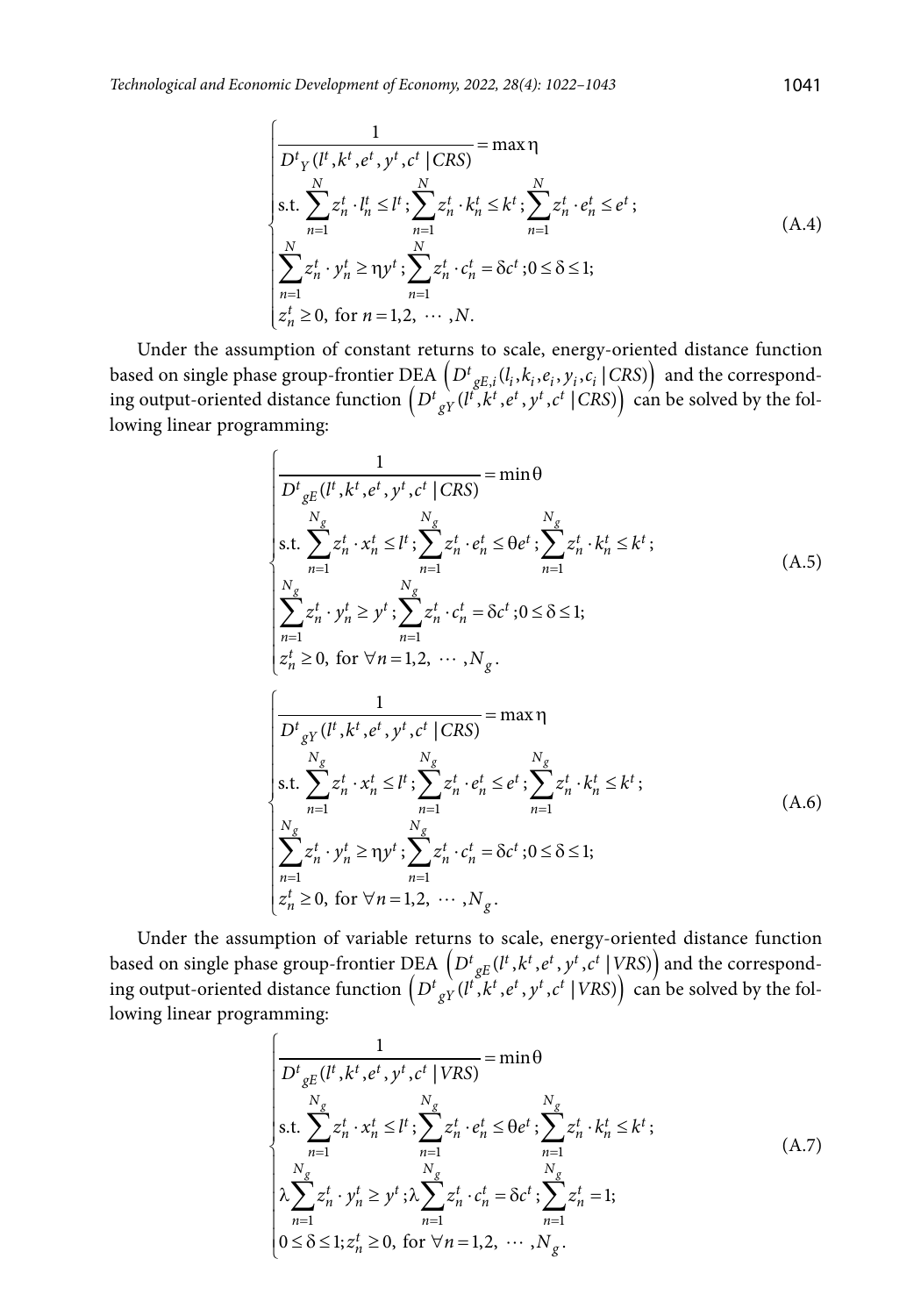$$
\begin{cases}
\dfrac{1}{D^t{}_Y(l^t,k^t,e^t,y^t,c^t \mid CRS)} = \max \eta \\
\text{s.t. } \sum_{n=1}^{N} z_n^t \cdot l_n^t \le l^t ; \sum_{n=1}^{N} z_n^t \cdot k_n^t \le k^t ; \sum_{n=1}^{N} z_n^t \cdot e_n^t \le e^t ; \\
\sum_{n=1}^{N} z_n^t \cdot y_n^t \ge \eta y^t ; \sum_{n=1}^{N} z_n^t \cdot c_n^t = \delta c^t ; 0 \le \delta \le 1; \\
z_n^t \ge 0, \text{ for } n = 1,2, \cdots ,N.
\end{cases}
\tag{A.4}
$$

Under the assumption of constant returns to scale, energy-oriented distance function based on single phase group-frontier DEA $\left(D^t{}_{gE,i}(l_i,k_i,e_i,y_i,c_i \mid CRS)\right)$ and the corresponding output-oriented distance function $\left(D^t{}_{gY}(l^t,k^t,e^t,y^t,c^t \mid CRS)\right)$ can be solved by the following linear programming:

$$
\begin{cases}
\dfrac{1}{D^t{}_{gE}(l^t,k^t,e^t,y^t,c^t \mid CRS)} = \min \theta \\
\text{s.t. } \sum_{n=1}^{N_g} z_n^t \cdot x_n^t \le l^t ; \sum_{n=1}^{N_g} z_n^t \cdot e_n^t \le \theta e^t ; \sum_{n=1}^{N_g} z_n^t \cdot k_n^t \le k^t ; \\
\sum_{n=1}^{N_g} z_n^t \cdot y_n^t \ge y^t ; \sum_{n=1}^{N_g} z_n^t \cdot c_n^t = \delta c^t ; 0 \le \delta \le 1; \\
z_n^t \ge 0, \text{ for } \forall n = 1,2, \cdots ,N_g .
\end{cases}
\tag{A.5}
$$

$$
\begin{cases}
\dfrac{1}{D^t{}_{gY}(l^t,k^t,e^t,y^t,c^t \mid CRS)} = \max \eta \\
\text{s.t. } \sum_{n=1}^{N_g} z_n^t \cdot x_n^t \le l^t ; \sum_{n=1}^{N_g} z_n^t \cdot e_n^t \le e^t ; \sum_{n=1}^{N_g} z_n^t \cdot k_n^t \le k^t ; \\
\sum_{n=1}^{N_g} z_n^t \cdot y_n^t \ge \eta y^t ; \sum_{n=1}^{N_g} z_n^t \cdot c_n^t = \delta c^t ; 0 \le \delta \le 1; \\
z_n^t \ge 0, \text{ for } \forall n = 1,2, \cdots ,N_g .
\end{cases}
\tag{A.6}
$$

Under the assumption of variable returns to scale, energy-oriented distance function based on single phase group-frontier DEA $\left(D^t{}_{gE}(l^t,k^t,e^t,y^t,c^t \mid VRS)\right)$ and the corresponding output-oriented distance function $\left(D^t{}_{gY}(l^t,k^t,e^t,y^t,c^t \mid VRS)\right)$ can be solved by the following linear programming:

$$
\begin{cases}
\dfrac{1}{D^t{}_{gE}(l^t,k^t,e^t,y^t,c^t \mid VRS)} = \min \theta \\
\text{s.t. } \sum_{n=1}^{N_g} z_n^t \cdot x_n^t \le l^t ; \sum_{n=1}^{N_g} z_n^t \cdot e_n^t \le \theta e^t ; \sum_{n=1}^{N_g} z_n^t \cdot k_n^t \le k^t ; \\
\lambda \sum_{n=1}^{N_g} z_n^t \cdot y_n^t \ge y^t ; \lambda \sum_{n=1}^{N_g} z_n^t \cdot c_n^t = \delta c^t ; \sum_{n=1}^{N_g} z_n^t = 1; \\
0 \le \delta \le 1; z_n^t \ge 0, \text{ for } \forall n = 1,2, \cdots ,N_g .
\end{cases}
\tag{A.7}
$$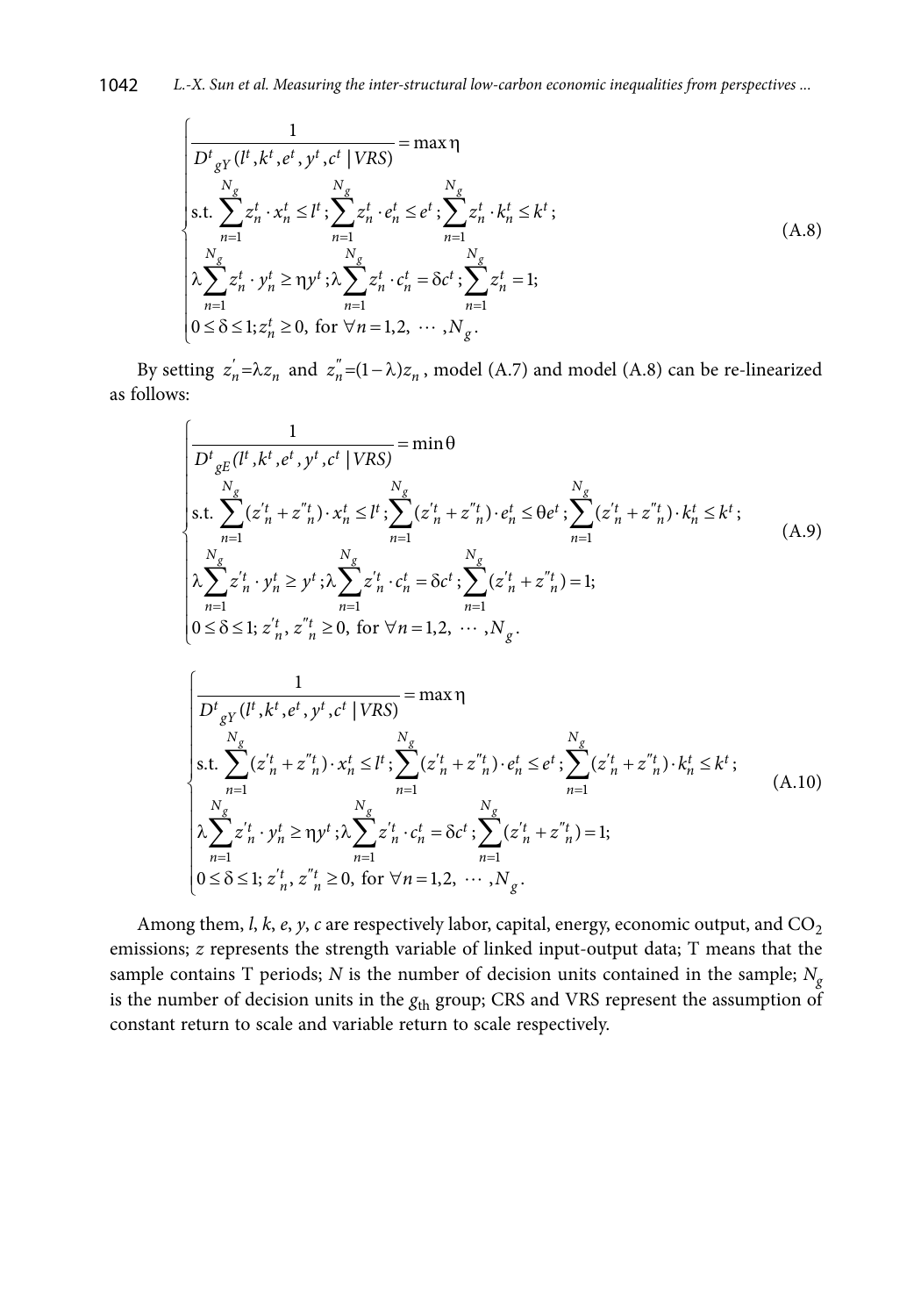$$
\begin{cases}
\dfrac{1}{D^t{}_{gY}(l^t, k^t, e^t, y^t, c^t \mid VRS)} = \max \eta \\
\text{s.t.} \displaystyle\sum_{n=1}^{N_g} z_n^t \cdot x_n^t \le l^t ; \sum_{n=1}^{N_g} z_n^t \cdot e_n^t \le e^t ; \sum_{n=1}^{N_g} z_n^t \cdot k_n^t \le k^t ; \\
\lambda \displaystyle\sum_{n=1}^{N_g} z_n^t \cdot y_n^t \ge \eta y^t ; \lambda \sum_{n=1}^{N_g} z_n^t \cdot c_n^t = \delta c^t ; \sum_{n=1}^{N_g} z_n^t = 1; \\
0 \le \delta \le 1; z_n^t \ge 0, \text{ for } \forall n = 1, 2, \cdots, N_g .
\end{cases}
\tag{A.8}
$$

By setting $z_n^{'} = \lambda z_n$ and $z_n^{''} = (1-\lambda) z_n$, model (A.7) and model (A.8) can be re-linearized as follows:

$$
\begin{cases}
\dfrac{1}{D^t{}_{gE}(l^t, k^t, e^t, y^t, c^t \mid VRS)} = \min \theta \\
\text{s.t.} \displaystyle\sum_{n=1}^{N_g} (z'^t_n + z''^t_n) \cdot x_n^t \le l^t ; \sum_{n=1}^{N_g} (z'^t_n + z''^t_n) \cdot e_n^t \le \theta e^t ; \sum_{n=1}^{N_g} (z'^t_n + z''^t_n) \cdot k_n^t \le k^t ; \\
\lambda \displaystyle\sum_{n=1}^{N_g} z'^t_n \cdot y_n^t \ge y^t ; \lambda \sum_{n=1}^{N_g} z'^t_n \cdot c_n^t = \delta c^t ; \sum_{n=1}^{N_g} (z'^t_n + z''^t_n) = 1; \\
0 \le \delta \le 1; z'^t_n, z''^t_n \ge 0, \text{ for } \forall n = 1, 2, \cdots, N_g .
\end{cases}
\tag{A.9}
$$

$$
\begin{cases}
\dfrac{1}{D^t{}_{gY}(l^t, k^t, e^t, y^t, c^t \mid VRS)} = \max \eta \\
\text{s.t.} \displaystyle\sum_{n=1}^{N_g} (z'^t_n + z''^t_n) \cdot x_n^t \le l^t ; \sum_{n=1}^{N_g} (z'^t_n + z''^t_n) \cdot e_n^t \le e^t ; \sum_{n=1}^{N_g} (z'^t_n + z''^t_n) \cdot k_n^t \le k^t ; \\
\lambda \displaystyle\sum_{n=1}^{N_g} z'^t_n \cdot y_n^t \ge \eta y^t ; \lambda \sum_{n=1}^{N_g} z'^t_n \cdot c_n^t = \delta c^t ; \sum_{n=1}^{N_g} (z'^t_n + z''^t_n) = 1; \\
0 \le \delta \le 1; z'^t_n, z''^t_n \ge 0, \text{ for } \forall n = 1, 2, \cdots, N_g .
\end{cases}
\tag{A.10}
$$

Among them, $l$, $k$, $e$, $y$, $c$ are respectively labor, capital, energy, economic output, and $CO_2$ emissions; $z$ represents the strength variable of linked input-output data; T means that the sample contains T periods; $N$ is the number of decision units contained in the sample; $N_g$ is the number of decision units in the $g_{\text{th}}$ group; CRS and VRS represent the assumption of constant return to scale and variable return to scale respectively.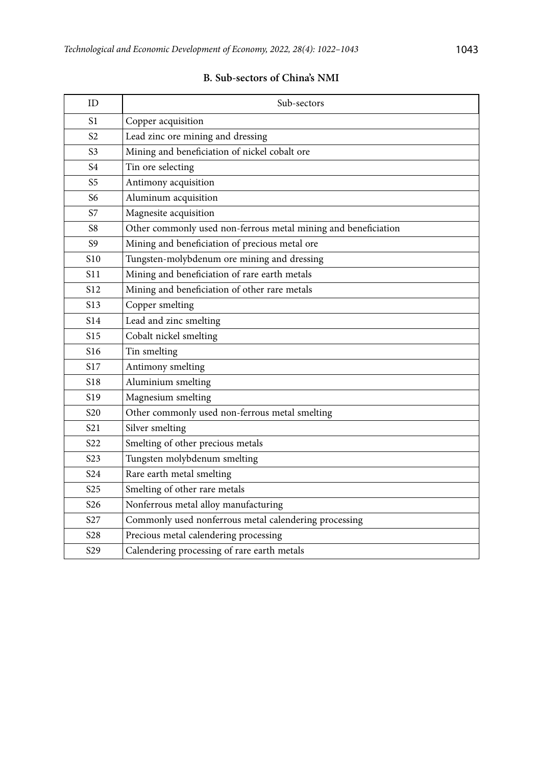**B. Sub-sectors of China's NMI**

| ID | Sub-sectors |
|---|---|
| S1 | Copper acquisition |
| S2 | Lead zinc ore mining and dressing |
| S3 | Mining and beneficiation of nickel cobalt ore |
| S4 | Tin ore selecting |
| S5 | Antimony acquisition |
| S6 | Aluminum acquisition |
| S7 | Magnesite acquisition |
| S8 | Other commonly used non-ferrous metal mining and beneficiation |
| S9 | Mining and beneficiation of precious metal ore |
| S10 | Tungsten-molybdenum ore mining and dressing |
| S11 | Mining and beneficiation of rare earth metals |
| S12 | Mining and beneficiation of other rare metals |
| S13 | Copper smelting |
| S14 | Lead and zinc smelting |
| S15 | Cobalt nickel smelting |
| S16 | Tin smelting |
| S17 | Antimony smelting |
| S18 | Aluminium smelting |
| S19 | Magnesium smelting |
| S20 | Other commonly used non-ferrous metal smelting |
| S21 | Silver smelting |
| S22 | Smelting of other precious metals |
| S23 | Tungsten molybdenum smelting |
| S24 | Rare earth metal smelting |
| S25 | Smelting of other rare metals |
| S26 | Nonferrous metal alloy manufacturing |
| S27 | Commonly used nonferrous metal calendering processing |
| S28 | Precious metal calendering processing |
| S29 | Calendering processing of rare earth metals |